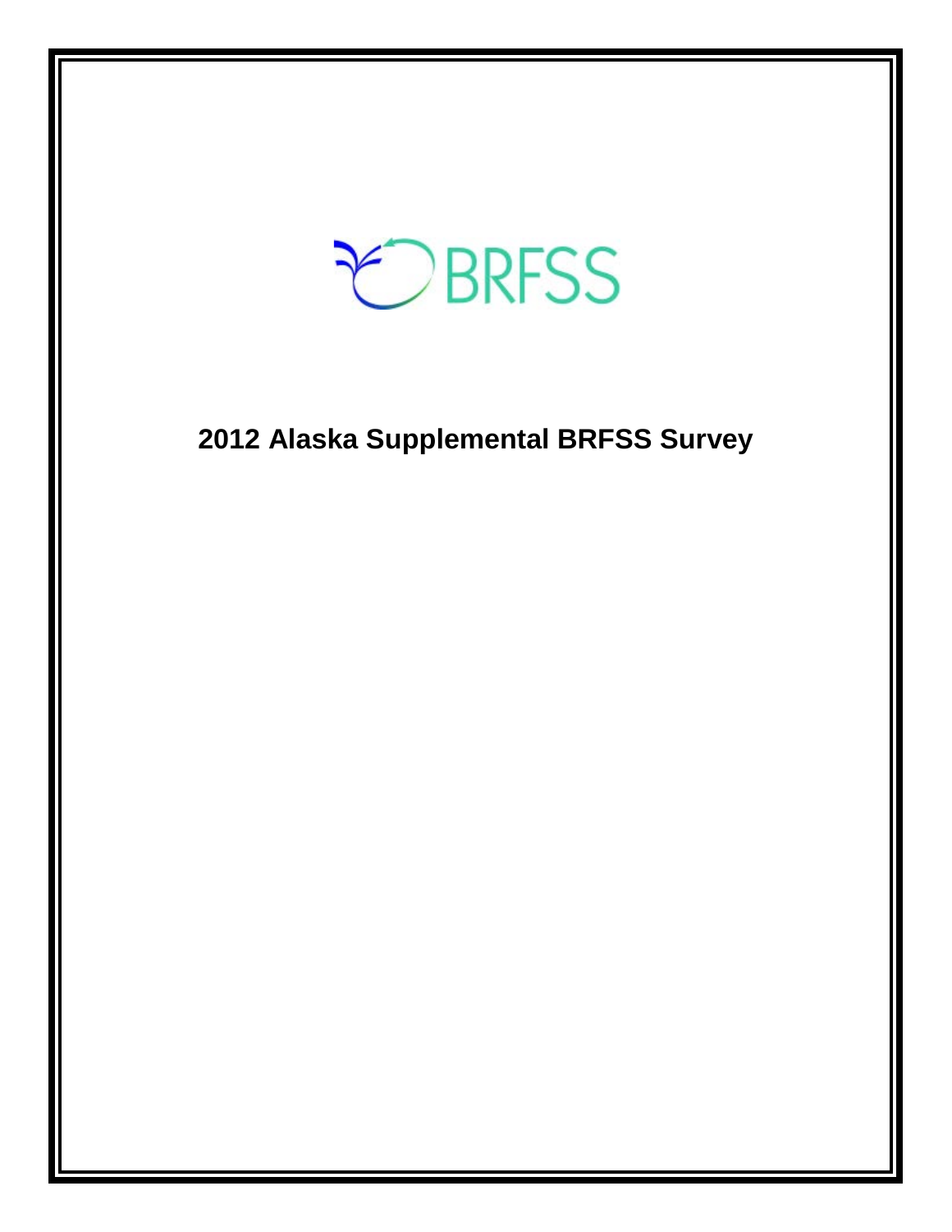BRFSS

# 2012 Alaska Supplemental BRFSS Survey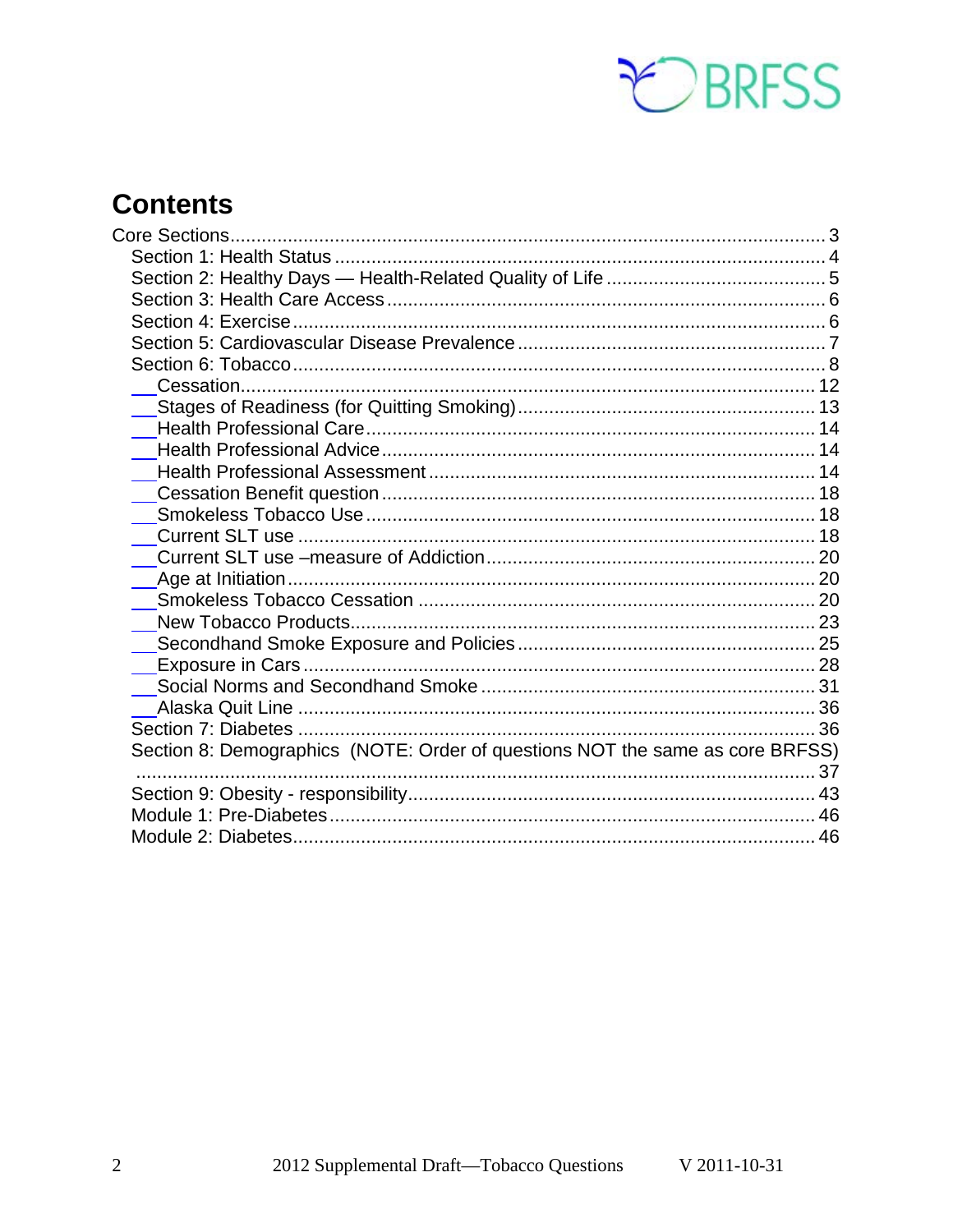# Contents

Core Sections.......................................................................................................... 3
- Section 1: Health Status ................................................................................. 4
- Section 2: Healthy Days — Health-Related Quality of Life ........................................... 5
- Section 3: Health Care Access ........................................................................ 6
- Section 4: Exercise .......................................................................................... 6
- Section 5: Cardiovascular Disease Prevalence ............................................... 7
- Section 6: Tobacco ........................................................................................... 8
  - Cessation.................................................................................................. 12
  - Stages of Readiness (for Quitting Smoking)............................................. 13
  - Health Professional Care.......................................................................... 14
  - Health Professional Advice....................................................................... 14
  - Health Professional Assessment.............................................................. 14
  - Cessation Benefit question....................................................................... 18
  - Smokeless Tobacco Use.......................................................................... 18
  - Current SLT use ....................................................................................... 18
  - Current SLT use –measure of Addiction................................................... 20
  - Age at Initiation......................................................................................... 20
  - Smokeless Tobacco Cessation ................................................................ 20
  - New Tobacco Products............................................................................. 23
  - Secondhand Smoke Exposure and Policies ............................................. 25
  - Exposure in Cars ...................................................................................... 28
  - Social Norms and Secondhand Smoke .................................................... 31
  - Alaska Quit Line ....................................................................................... 36
- Section 7: Diabetes ......................................................................................... 36
- Section 8: Demographics (NOTE: Order of questions NOT the same as core BRFSS) ................................................................................................................. 37
- Section 9: Obesity - responsibility................................................................... 43
- Module 1: Pre-Diabetes.................................................................................. 46
- Module 2: Diabetes......................................................................................... 46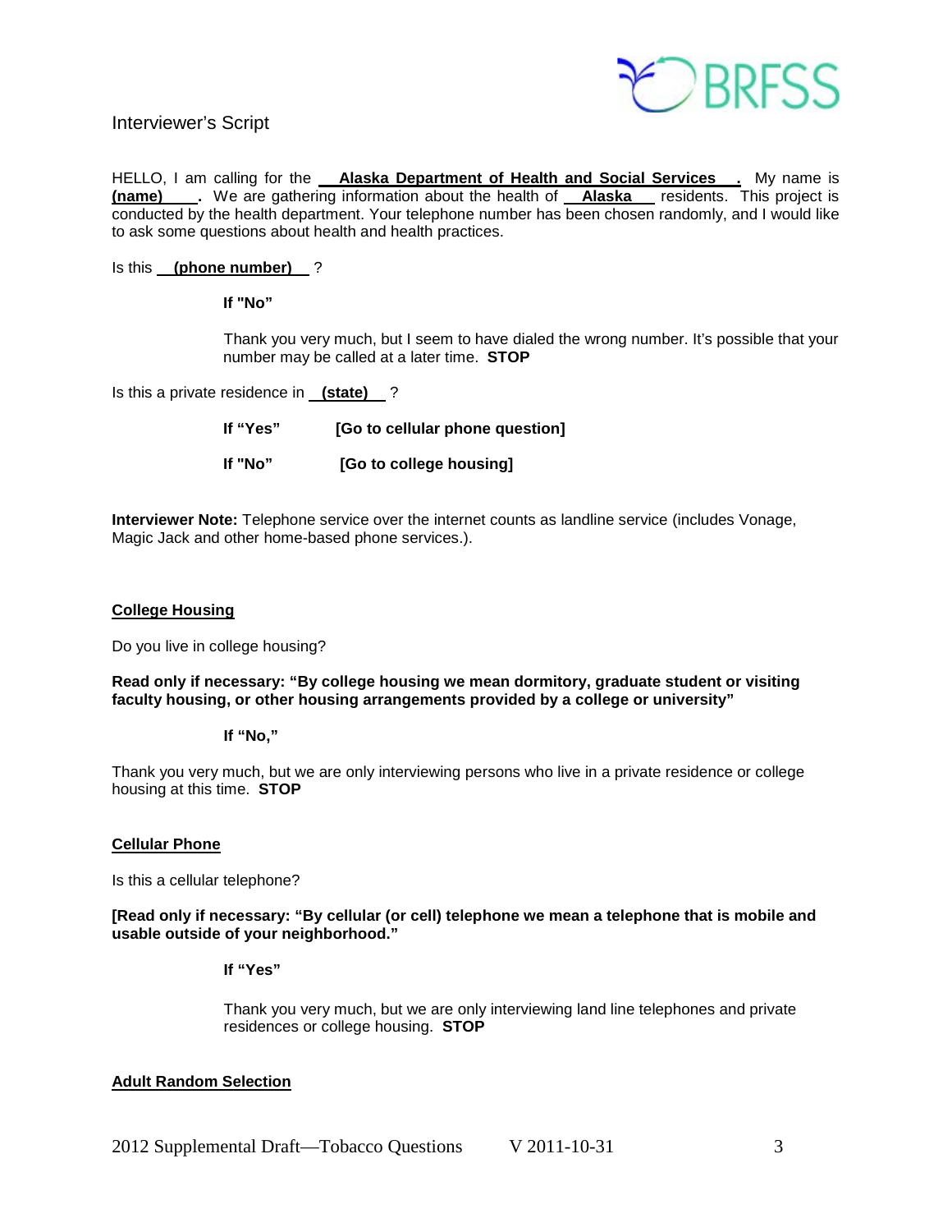Interviewer's Script

HELLO, I am calling for the **Alaska Department of Health and Social Services**. My name is **(name)**. We are gathering information about the health of **Alaska** residents. This project is conducted by the health department. Your telephone number has been chosen randomly, and I would like to ask some questions about health and health practices.

Is this **(phone number)** ?

**If "No"**

Thank you very much, but I seem to have dialed the wrong number. It's possible that your number may be called at a later time. **STOP**

Is this a private residence in **(state)** ?

**If "Yes"** **[Go to cellular phone question]**

**If "No"** **[Go to college housing]**

**Interviewer Note:** Telephone service over the internet counts as landline service (includes Vonage, Magic Jack and other home-based phone services.).

## College Housing

Do you live in college housing?

**Read only if necessary: "By college housing we mean dormitory, graduate student or visiting faculty housing, or other housing arrangements provided by a college or university"**

**If "No,"**

Thank you very much, but we are only interviewing persons who live in a private residence or college housing at this time. **STOP**

## Cellular Phone

Is this a cellular telephone?

**[Read only if necessary: "By cellular (or cell) telephone we mean a telephone that is mobile and usable outside of your neighborhood."**

**If "Yes"**

Thank you very much, but we are only interviewing land line telephones and private residences or college housing. **STOP**

## Adult Random Selection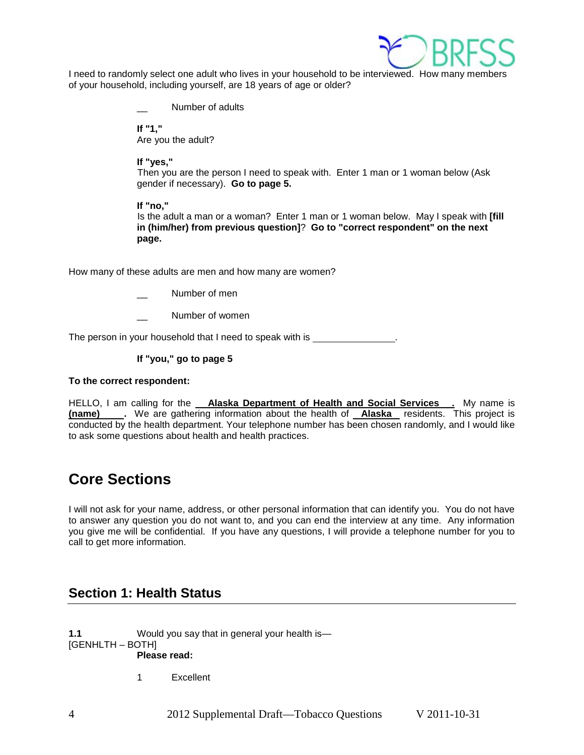I need to randomly select one adult who lives in your household to be interviewed. How many members of your household, including yourself, are 18 years of age or older?

__ Number of adults

**If "1,"**
Are you the adult?

**If "yes,"**
Then you are the person I need to speak with. Enter 1 man or 1 woman below (Ask gender if necessary). **Go to page 5.**

**If "no,"**
Is the adult a man or a woman? Enter 1 man or 1 woman below. May I speak with **[fill in (him/her) from previous question]**? **Go to "correct respondent" on the next page.**

How many of these adults are men and how many are women?

__ Number of men

__ Number of women

The person in your household that I need to speak with is ________________.

**If "you," go to page 5**

**To the correct respondent:**

HELLO, I am calling for the **Alaska Department of Health and Social Services**. My name is **(name)**. We are gathering information about the health of **Alaska** residents. This project is conducted by the health department. Your telephone number has been chosen randomly, and I would like to ask some questions about health and health practices.

# Core Sections

I will not ask for your name, address, or other personal information that can identify you. You do not have to answer any question you do not want to, and you can end the interview at any time. Any information you give me will be confidential. If you have any questions, I will provide a telephone number for you to call to get more information.

## Section 1: Health Status

**1.1** Would you say that in general your health is—
[GENHLTH – BOTH]
**Please read:**

1 Excellent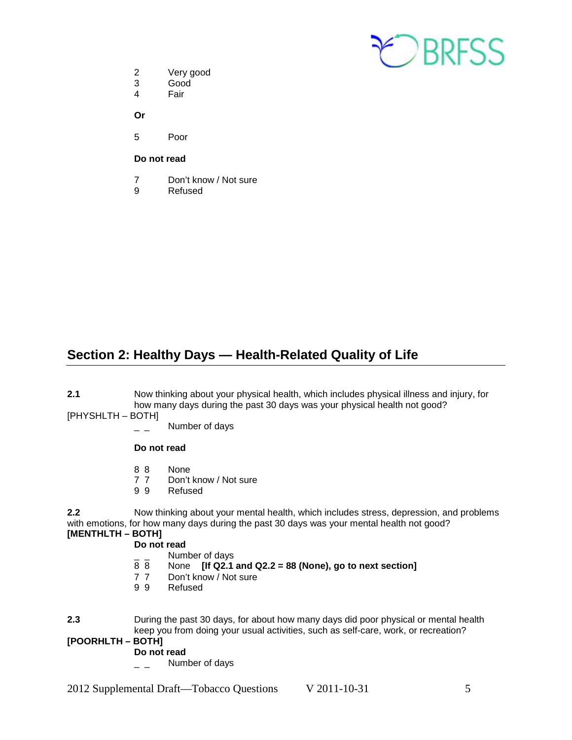2 Very good
3 Good
4 Fair

**Or**

5 Poor

**Do not read**

7 Don't know / Not sure
9 Refused

## Section 2: Healthy Days — Health-Related Quality of Life

**2.1** Now thinking about your physical health, which includes physical illness and injury, for how many days during the past 30 days was your physical health not good?
[PHYSHLTH – BOTH]

_ _ Number of days

**Do not read**

8 8 None
7 7 Don't know / Not sure
9 9 Refused

**2.2** Now thinking about your mental health, which includes stress, depression, and problems with emotions, for how many days during the past 30 days was your mental health not good?
**[MENTHLTH – BOTH]**

**Do not read**

_ _ Number of days
8 8 None **[If Q2.1 and Q2.2 = 88 (None), go to next section]**
7 7 Don't know / Not sure
9 9 Refused

**2.3** During the past 30 days, for about how many days did poor physical or mental health keep you from doing your usual activities, such as self-care, work, or recreation?
**[POORHLTH – BOTH]**

**Do not read**

_ _ Number of days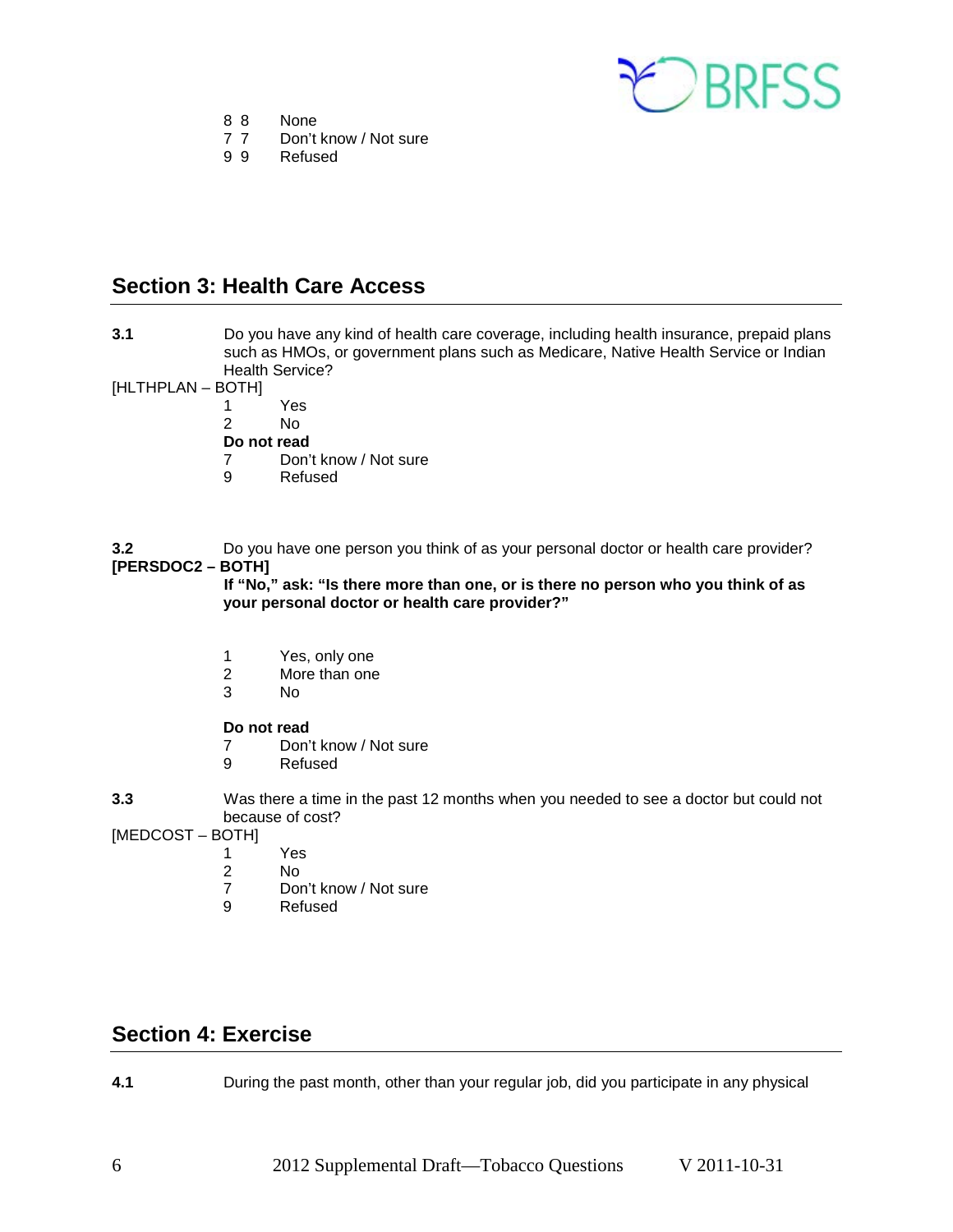8 8 None
7 7 Don't know / Not sure
9 9 Refused

## Section 3: Health Care Access

**3.1** Do you have any kind of health care coverage, including health insurance, prepaid plans such as HMOs, or government plans such as Medicare, Native Health Service or Indian Health Service?

[HLTHPLAN – BOTH]

1 Yes
2 No

**Do not read**

7 Don't know / Not sure
9 Refused

**3.2** Do you have one person you think of as your personal doctor or health care provider?

**[PERSDOC2 – BOTH]**

**If "No," ask: "Is there more than one, or is there no person who you think of as your personal doctor or health care provider?"**

1 Yes, only one
2 More than one
3 No

**Do not read**

7 Don't know / Not sure
9 Refused

**3.3** Was there a time in the past 12 months when you needed to see a doctor but could not because of cost?

[MEDCOST – BOTH]

1 Yes
2 No
7 Don't know / Not sure
9 Refused

## Section 4: Exercise

**4.1** During the past month, other than your regular job, did you participate in any physical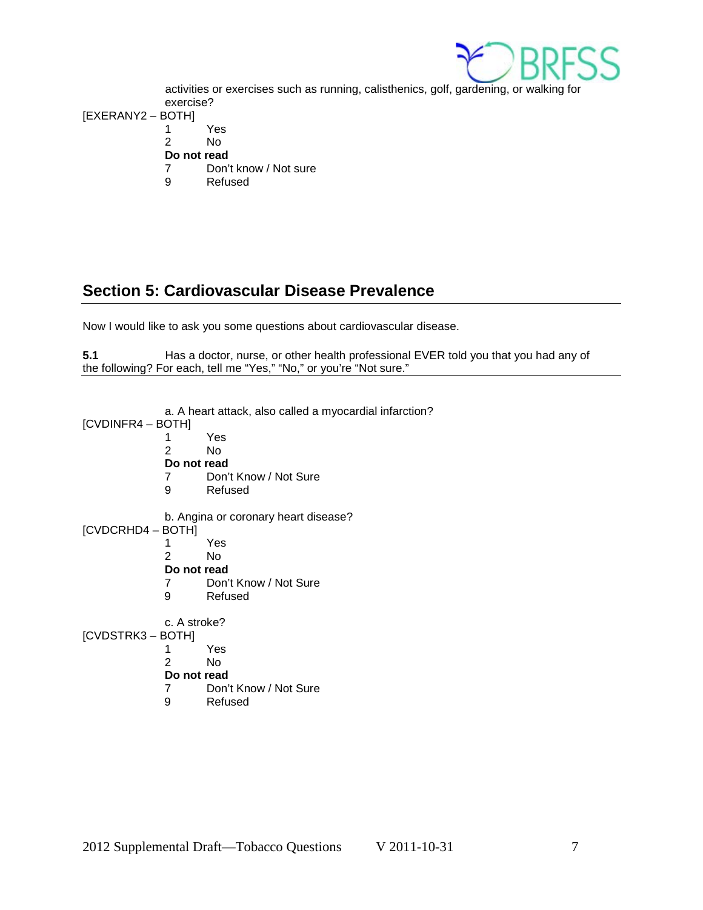activities or exercises such as running, calisthenics, golf, gardening, or walking for exercise?

[EXERANY2 – BOTH]

1 Yes
2 No
**Do not read**
7 Don't know / Not sure
9 Refused

## Section 5: Cardiovascular Disease Prevalence

Now I would like to ask you some questions about cardiovascular disease.

**5.1** Has a doctor, nurse, or other health professional EVER told you that you had any of the following? For each, tell me "Yes," "No," or you're "Not sure."

a. A heart attack, also called a myocardial infarction?

[CVDINFR4 – BOTH]

1 Yes
2 No
**Do not read**
7 Don't Know / Not Sure
9 Refused

b. Angina or coronary heart disease?

[CVDCRHD4 – BOTH]

1 Yes
2 No
**Do not read**
7 Don't Know / Not Sure
9 Refused

c. A stroke?

[CVDSTRK3 – BOTH]

1 Yes
2 No
**Do not read**
7 Don't Know / Not Sure
9 Refused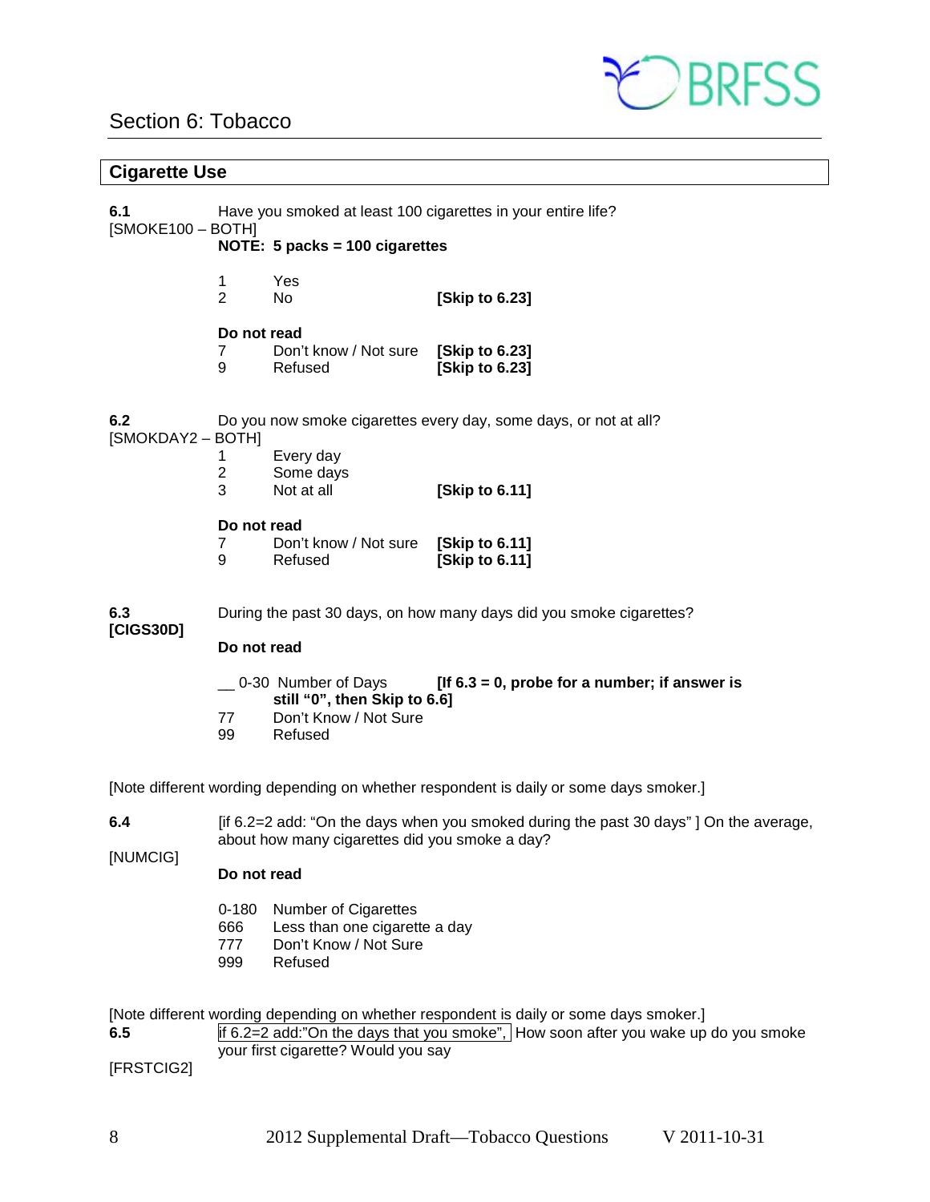## Section 6: Tobacco

### Cigarette Use

**6.1** Have you smoked at least 100 cigarettes in your entire life?
[SMOKE100 – BOTH]

**NOTE: 5 packs = 100 cigarettes**

| | | |
|---|---|---|
| 1 | Yes | |
| 2 | No | **[Skip to 6.23]** |

**Do not read**

| | | |
|---|---|---|
| 7 | Don't know / Not sure | **[Skip to 6.23]** |
| 9 | Refused | **[Skip to 6.23]** |

**6.2** Do you now smoke cigarettes every day, some days, or not at all?
[SMOKDAY2 – BOTH]

| | | |
|---|---|---|
| 1 | Every day | |
| 2 | Some days | |
| 3 | Not at all | **[Skip to 6.11]** |

**Do not read**

| | | |
|---|---|---|
| 7 | Don't know / Not sure | **[Skip to 6.11]** |
| 9 | Refused | **[Skip to 6.11]** |

**6.3** During the past 30 days, on how many days did you smoke cigarettes?
**[CIGS30D]**

**Do not read**

__ 0-30 Number of Days **[If 6.3 = 0, probe for a number; if answer is still "0", then Skip to 6.6]**
77 Don't Know / Not Sure
99 Refused

[Note different wording depending on whether respondent is daily or some days smoker.]

**6.4** [if 6.2=2 add: "On the days when you smoked during the past 30 days" ] On the average, about how many cigarettes did you smoke a day?
[NUMCIG]

**Do not read**

| | |
|---|---|
| 0-180 | Number of Cigarettes |
| 666 | Less than one cigarette a day |
| 777 | Don't Know / Not Sure |
| 999 | Refused |

[Note different wording depending on whether respondent is daily or some days smoker.]

**6.5** if 6.2=2 add:"On the days that you smoke", How soon after you wake up do you smoke your first cigarette? Would you say
[FRSTCIG2]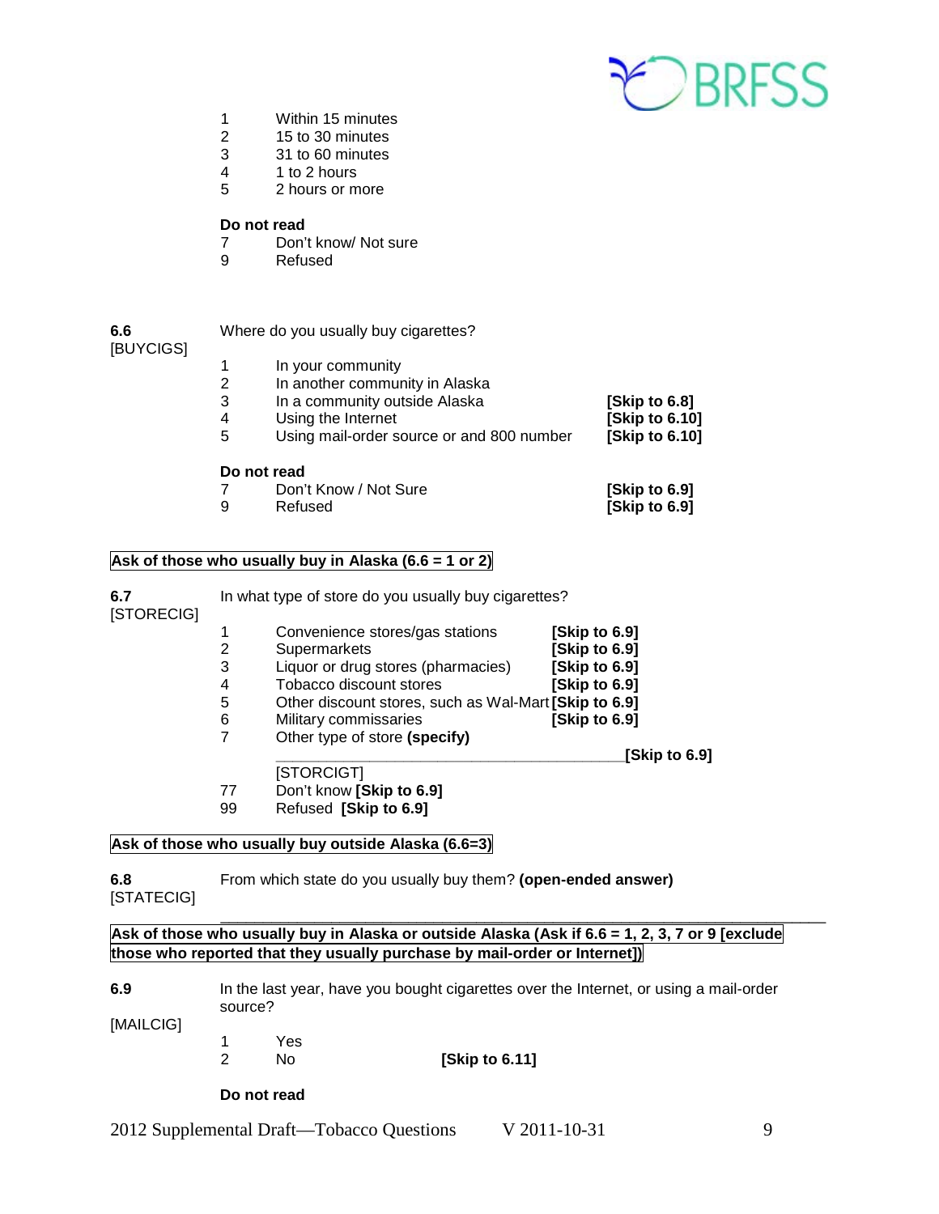1 Within 15 minutes
2 15 to 30 minutes
3 31 to 60 minutes
4 1 to 2 hours
5 2 hours or more

**Do not read**
7 Don't know/ Not sure
9 Refused

**6.6** [BUYCIGS]

Where do you usually buy cigarettes?

1 In your community
2 In another community in Alaska
3 In a community outside Alaska **[Skip to 6.8]**
4 Using the Internet **[Skip to 6.10]**
5 Using mail-order source or and 800 number **[Skip to 6.10]**

**Do not read**
7 Don't Know / Not Sure **[Skip to 6.9]**
9 Refused **[Skip to 6.9]**

**Ask of those who usually buy in Alaska (6.6 = 1 or 2)**

**6.7** [STORECIG]

In what type of store do you usually buy cigarettes?

1 Convenience stores/gas stations **[Skip to 6.9]**
2 Supermarkets **[Skip to 6.9]**
3 Liquor or drug stores (pharmacies) **[Skip to 6.9]**
4 Tobacco discount stores **[Skip to 6.9]**
5 Other discount stores, such as Wal-Mart **[Skip to 6.9]**
6 Military commissaries **[Skip to 6.9]**
7 Other type of store **(specify)**
\_\_\_\_\_\_\_\_\_\_\_\_\_\_\_\_\_\_\_\_\_\_\_\_\_\_\_\_\_\_\_\_\_\_\_\_\_\_\_\_ **[Skip to 6.9]**
[STORCIGT]
77 Don't know **[Skip to 6.9]**
99 Refused **[Skip to 6.9]**

**Ask of those who usually buy outside Alaska (6.6=3)**

**6.8** [STATECIG]

From which state do you usually buy them? **(open-ended answer)**

\_\_\_\_\_\_\_\_\_\_\_\_\_\_\_\_\_\_\_\_\_\_\_\_\_\_\_\_\_\_\_\_\_\_\_\_\_\_\_\_\_\_\_\_\_\_\_\_\_\_\_\_\_\_\_\_\_\_\_\_\_\_\_\_

**Ask of those who usually buy in Alaska or outside Alaska (Ask if 6.6 = 1, 2, 3, 7 or 9 [exclude those who reported that they usually purchase by mail-order or Internet])**

**6.9** [MAILCIG]

In the last year, have you bought cigarettes over the Internet, or using a mail-order source?

1 Yes
2 No **[Skip to 6.11]**

**Do not read**

2012 Supplemental Draft—Tobacco Questions V 2011-10-31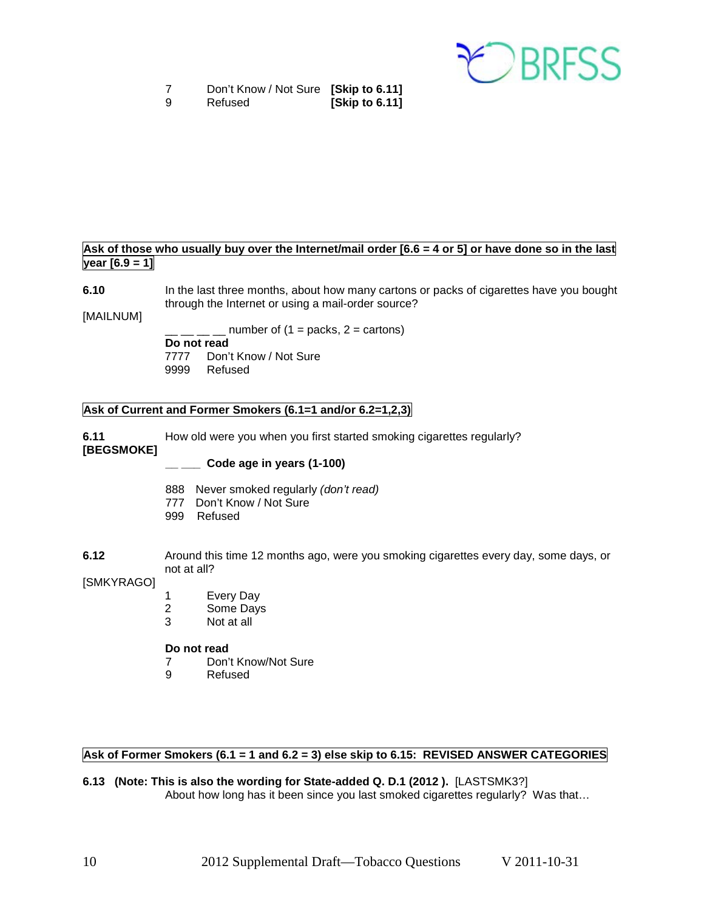7 Don't Know / Not Sure **[Skip to 6.11]**
9 Refused **[Skip to 6.11]**

**Ask of those who usually buy over the Internet/mail order [6.6 = 4 or 5] or have done so in the last year [6.9 = 1]**

**6.10** In the last three months, about how many cartons or packs of cigarettes have you bought through the Internet or using a mail-order source?

[MAILNUM]

__ __ __ __ number of (1 = packs, 2 = cartons)

**Do not read**
7777 Don't Know / Not Sure
9999 Refused

**Ask of Current and Former Smokers (6.1=1 and/or 6.2=1,2,3)**

**6.11**
**[BEGSMOKE]**
How old were you when you first started smoking cigarettes regularly?

__ ___ **Code age in years (1-100)**

888 Never smoked regularly *(don't read)*
777 Don't Know / Not Sure
999 Refused

**6.12** Around this time 12 months ago, were you smoking cigarettes every day, some days, or not at all?

[SMKYRAGO]

1 Every Day
2 Some Days
3 Not at all

**Do not read**
7 Don't Know/Not Sure
9 Refused

**Ask of Former Smokers (6.1 = 1 and 6.2 = 3) else skip to 6.15: REVISED ANSWER CATEGORIES**

**6.13 (Note: This is also the wording for State-added Q. D.1 (2012 ).** [LASTSMK3?]
About how long has it been since you last smoked cigarettes regularly? Was that…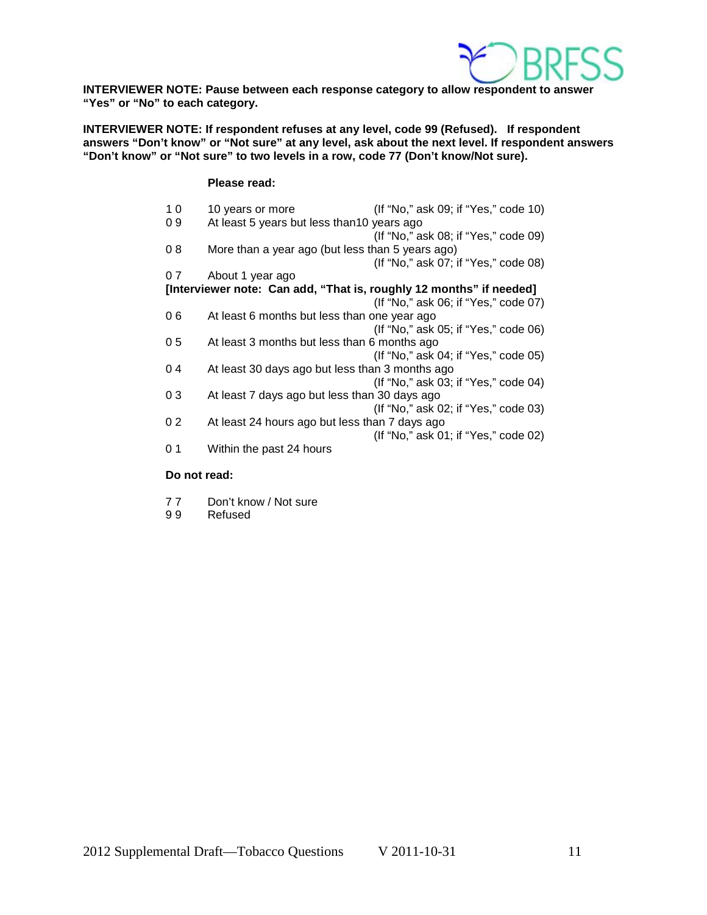**INTERVIEWER NOTE: Pause between each response category to allow respondent to answer "Yes" or "No" to each category.**

**INTERVIEWER NOTE: If respondent refuses at any level, code 99 (Refused). If respondent answers "Don't know" or "Not sure" at any level, ask about the next level. If respondent answers "Don't know" or "Not sure" to two levels in a row, code 77 (Don't know/Not sure).**

**Please read:**

1 0 10 years or more (If "No," ask 09; if "Yes," code 10)

0 9 At least 5 years but less than10 years ago (If "No," ask 08; if "Yes," code 09)

0 8 More than a year ago (but less than 5 years ago) (If "No," ask 07; if "Yes," code 08)

0 7 About 1 year ago

**[Interviewer note: Can add, "That is, roughly 12 months" if needed]** (If "No," ask 06; if "Yes," code 07)

0 6 At least 6 months but less than one year ago (If "No," ask 05; if "Yes," code 06)

0 5 At least 3 months but less than 6 months ago (If "No," ask 04; if "Yes," code 05)

0 4 At least 30 days ago but less than 3 months ago (If "No," ask 03; if "Yes," code 04)

0 3 At least 7 days ago but less than 30 days ago (If "No," ask 02; if "Yes," code 03)

0 2 At least 24 hours ago but less than 7 days ago (If "No," ask 01; if "Yes," code 02)

0 1 Within the past 24 hours

**Do not read:**

7 7 Don't know / Not sure

9 9 Refused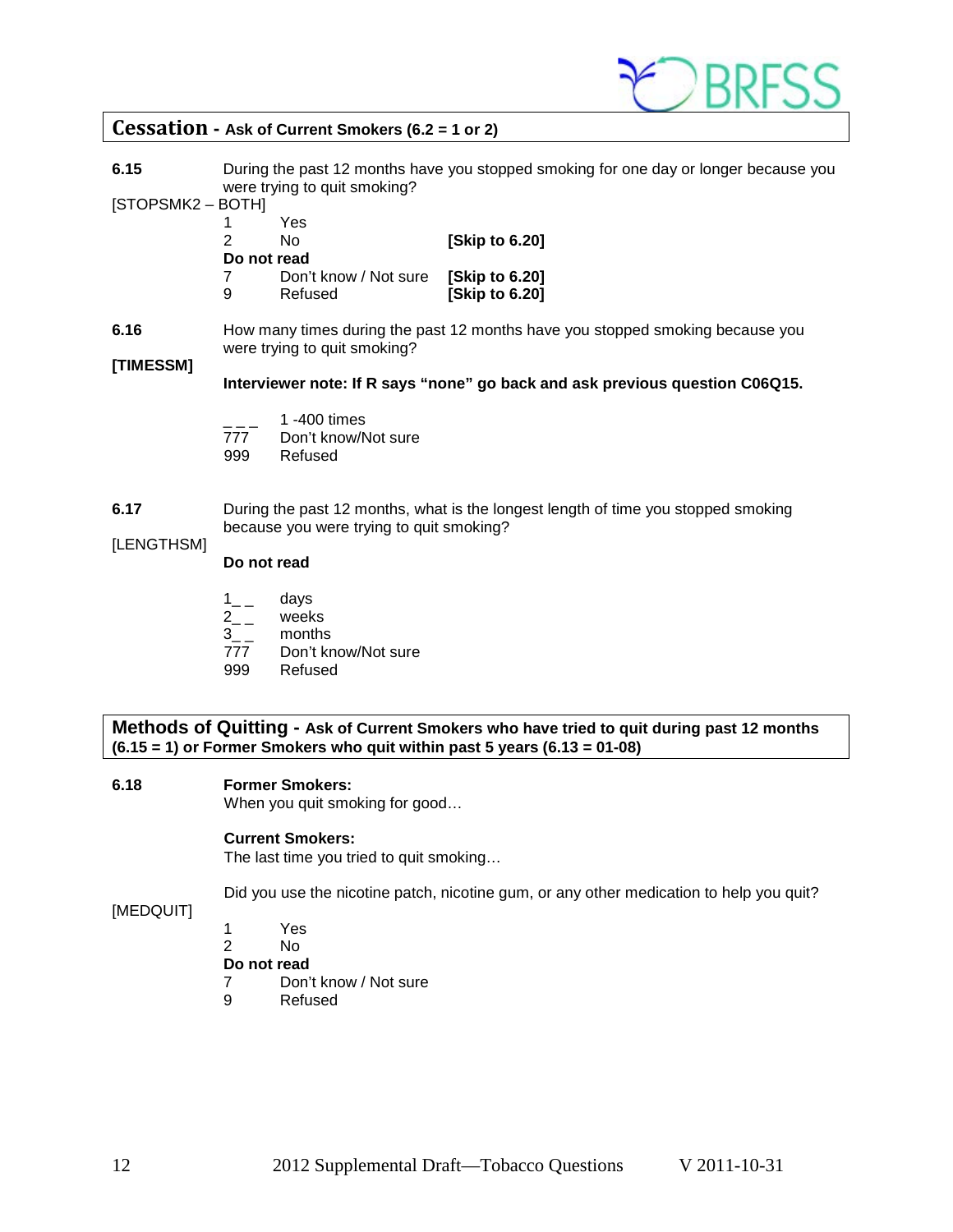## Cessation - Ask of Current Smokers (6.2 = 1 or 2)

**6.15** During the past 12 months have you stopped smoking for one day or longer because you were trying to quit smoking?

[STOPSMK2 – BOTH]

1 Yes
2 No **[Skip to 6.20]**

**Do not read**

7 Don't know / Not sure **[Skip to 6.20]**
9 Refused **[Skip to 6.20]**

**6.16** How many times during the past 12 months have you stopped smoking because you were trying to quit smoking?

**[TIMESSM]**

**Interviewer note: If R says "none" go back and ask previous question C06Q15.**

_ _ _ 1 -400 times
777 Don't know/Not sure
999 Refused

**6.17** During the past 12 months, what is the longest length of time you stopped smoking because you were trying to quit smoking?

[LENGTHSM]

**Do not read**

1_ _ days
2_ _ weeks
3_ _ months
777 Don't know/Not sure
999 Refused

## Methods of Quitting - Ask of Current Smokers who have tried to quit during past 12 months (6.15 = 1) or Former Smokers who quit within past 5 years (6.13 = 01-08)

**6.18** **Former Smokers:**
When you quit smoking for good…

**Current Smokers:**
The last time you tried to quit smoking…

Did you use the nicotine patch, nicotine gum, or any other medication to help you quit?

[MEDQUIT]

1 Yes
2 No

**Do not read**

7 Don't know / Not sure
9 Refused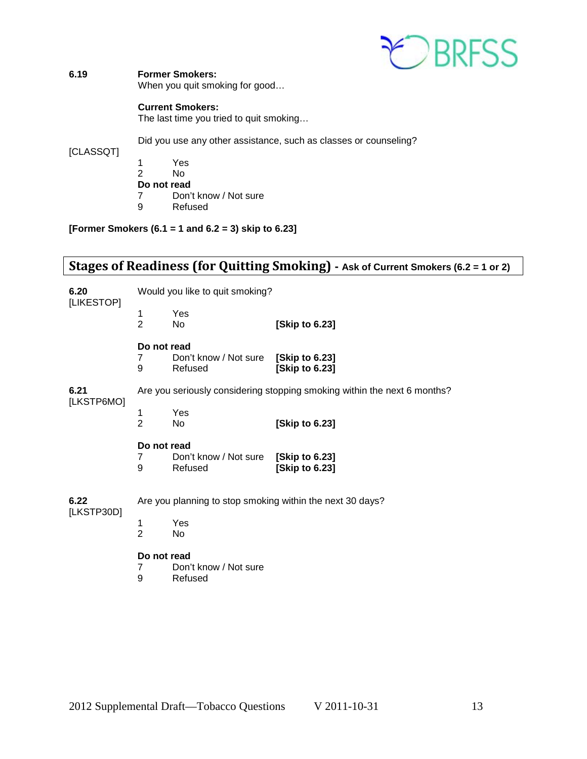**6.19** **Former Smokers:**
When you quit smoking for good…

**Current Smokers:**
The last time you tried to quit smoking…

Did you use any other assistance, such as classes or counseling?

[CLASSQT]

1 Yes
2 No

**Do not read**

7 Don't know / Not sure
9 Refused

**[Former Smokers (6.1 = 1 and 6.2 = 3) skip to 6.23]**

## Stages of Readiness (for Quitting Smoking) - Ask of Current Smokers (6.2 = 1 or 2)

**6.20** [LIKESTOP]

Would you like to quit smoking?

1 Yes
2 No **[Skip to 6.23]**

**Do not read**

7 Don't know / Not sure **[Skip to 6.23]**
9 Refused **[Skip to 6.23]**

**6.21** [LKSTP6MO]

Are you seriously considering stopping smoking within the next 6 months?

1 Yes
2 No **[Skip to 6.23]**

**Do not read**

7 Don't know / Not sure **[Skip to 6.23]**
9 Refused **[Skip to 6.23]**

**6.22** [LKSTP30D]

Are you planning to stop smoking within the next 30 days?

1 Yes
2 No

**Do not read**

7 Don't know / Not sure
9 Refused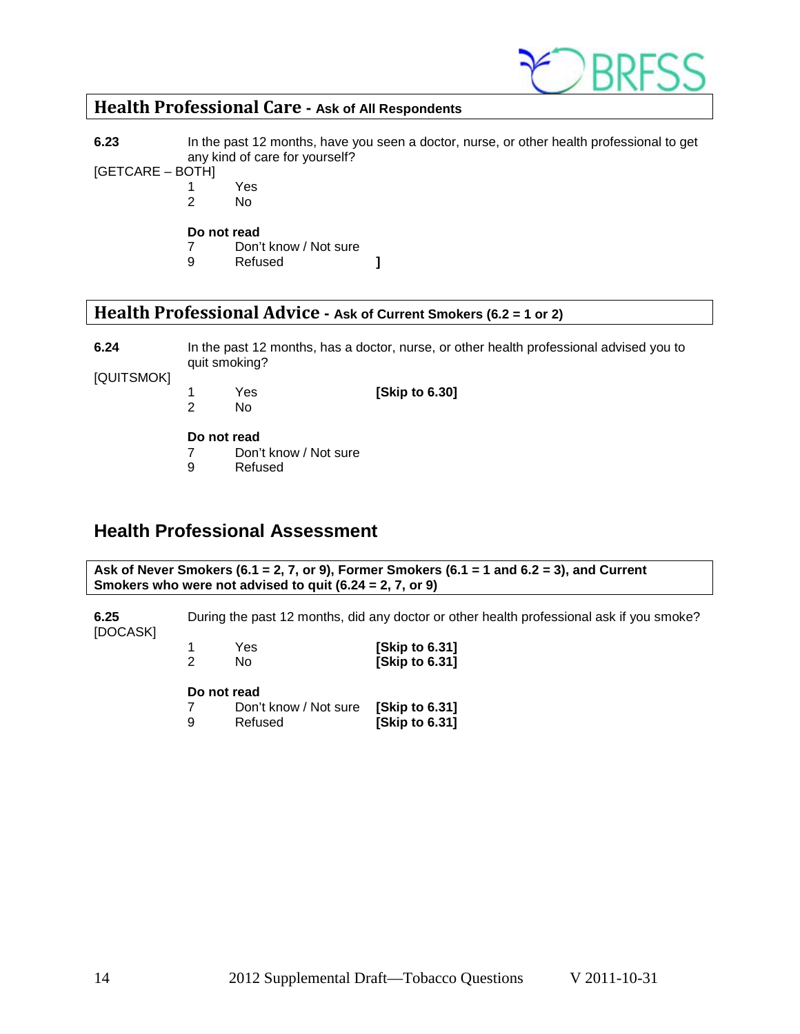## Health Professional Care - Ask of All Respondents

**6.23** In the past 12 months, have you seen a doctor, nurse, or other health professional to get any kind of care for yourself?

[GETCARE – BOTH]

1 Yes
2 No

**Do not read**

7 Don't know / Not sure
9 Refused ]

## Health Professional Advice - Ask of Current Smokers (6.2 = 1 or 2)

**6.24** In the past 12 months, has a doctor, nurse, or other health professional advised you to quit smoking?

[QUITSMOK]

1 Yes **[Skip to 6.30]**
2 No

**Do not read**

7 Don't know / Not sure
9 Refused

## Health Professional Assessment

**Ask of Never Smokers (6.1 = 2, 7, or 9), Former Smokers (6.1 = 1 and 6.2 = 3), and Current Smokers who were not advised to quit (6.24 = 2, 7, or 9)**

**6.25** During the past 12 months, did any doctor or other health professional ask if you smoke?

[DOCASK]

1 Yes **[Skip to 6.31]**
2 No **[Skip to 6.31]**

**Do not read**

7 Don't know / Not sure **[Skip to 6.31]**
9 Refused **[Skip to 6.31]**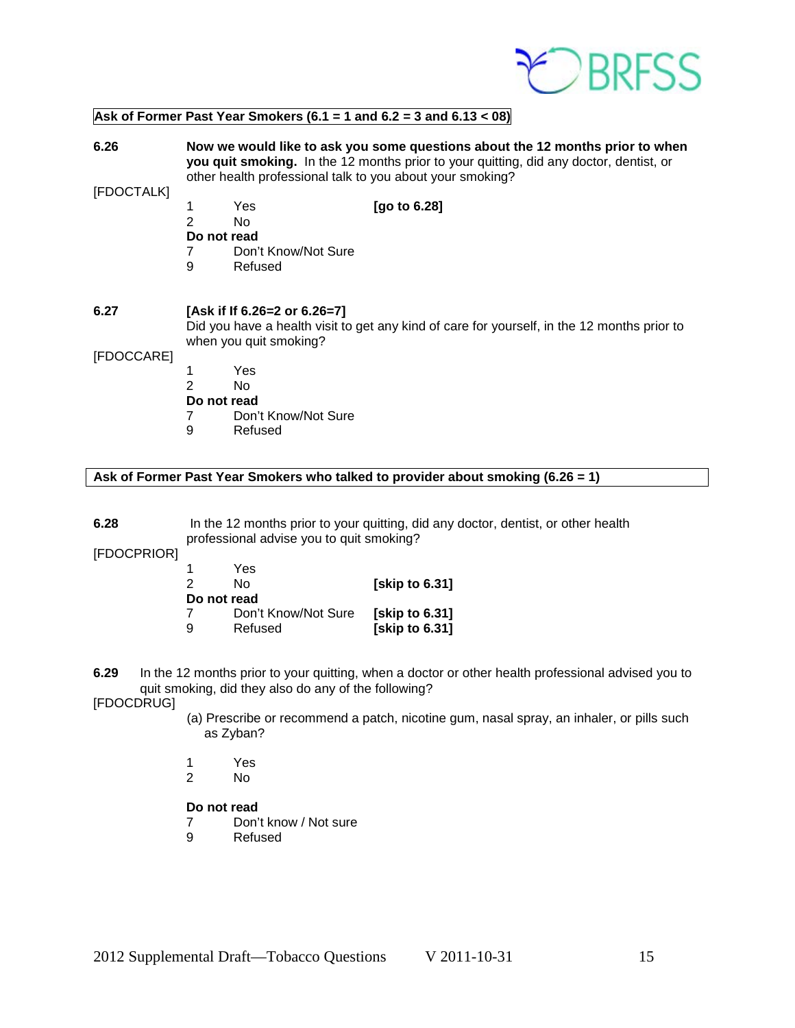**Ask of Former Past Year Smokers (6.1 = 1 and 6.2 = 3 and 6.13 < 08)**

**6.26** **Now we would like to ask you some questions about the 12 months prior to when you quit smoking.** In the 12 months prior to your quitting, did any doctor, dentist, or other health professional talk to you about your smoking?

[FDOCTALK]

1 Yes **[go to 6.28]**
2 No
**Do not read**
7 Don't Know/Not Sure
9 Refused

**6.27** **[Ask if If 6.26=2 or 6.26=7]**
Did you have a health visit to get any kind of care for yourself, in the 12 months prior to when you quit smoking?

[FDOCCARE]

1 Yes
2 No
**Do not read**
7 Don't Know/Not Sure
9 Refused

**Ask of Former Past Year Smokers who talked to provider about smoking (6.26 = 1)**

**6.28** In the 12 months prior to your quitting, did any doctor, dentist, or other health professional advise you to quit smoking?

[FDOCPRIOR]

1 Yes
2 No **[skip to 6.31]**
**Do not read**
7 Don't Know/Not Sure **[skip to 6.31]**
9 Refused **[skip to 6.31]**

**6.29** In the 12 months prior to your quitting, when a doctor or other health professional advised you to quit smoking, did they also do any of the following?

[FDOCDRUG]

(a) Prescribe or recommend a patch, nicotine gum, nasal spray, an inhaler, or pills such as Zyban?

1 Yes
2 No

**Do not read**
7 Don't know / Not sure
9 Refused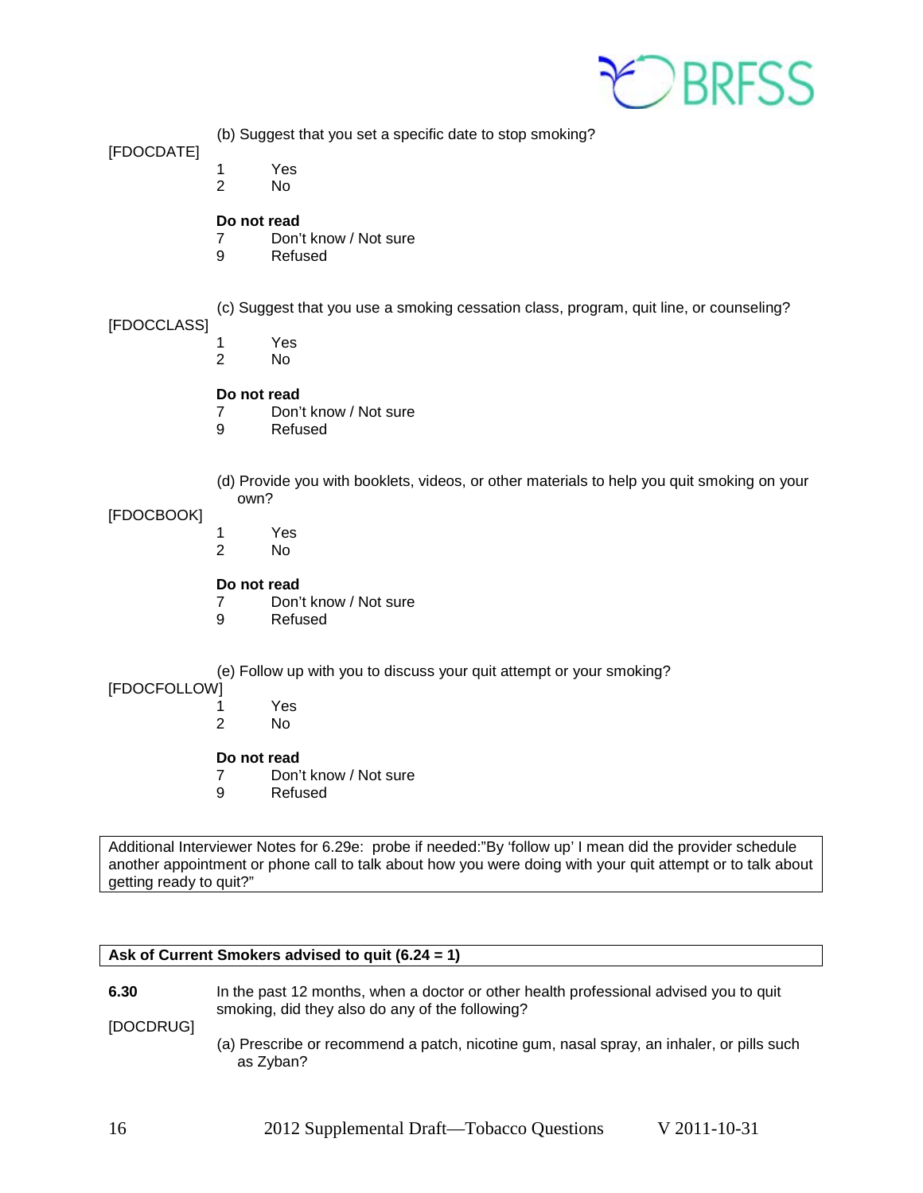[FDOCDATE]

(b) Suggest that you set a specific date to stop smoking?

1 Yes
2 No

**Do not read**
7 Don't know / Not sure
9 Refused

[FDOCCLASS]

(c) Suggest that you use a smoking cessation class, program, quit line, or counseling?

1 Yes
2 No

**Do not read**
7 Don't know / Not sure
9 Refused

[FDOCBOOK]

(d) Provide you with booklets, videos, or other materials to help you quit smoking on your own?

1 Yes
2 No

**Do not read**
7 Don't know / Not sure
9 Refused

[FDOCFOLLOW]

(e) Follow up with you to discuss your quit attempt or your smoking?

1 Yes
2 No

**Do not read**
7 Don't know / Not sure
9 Refused

| Additional Interviewer Notes for 6.29e: probe if needed:"By 'follow up' I mean did the provider schedule another appointment or phone call to talk about how you were doing with your quit attempt or to talk about getting ready to quit?" |
|---|

| **Ask of Current Smokers advised to quit (6.24 = 1)** |
|---|

**6.30**

[DOCDRUG]

In the past 12 months, when a doctor or other health professional advised you to quit smoking, did they also do any of the following?

(a) Prescribe or recommend a patch, nicotine gum, nasal spray, an inhaler, or pills such as Zyban?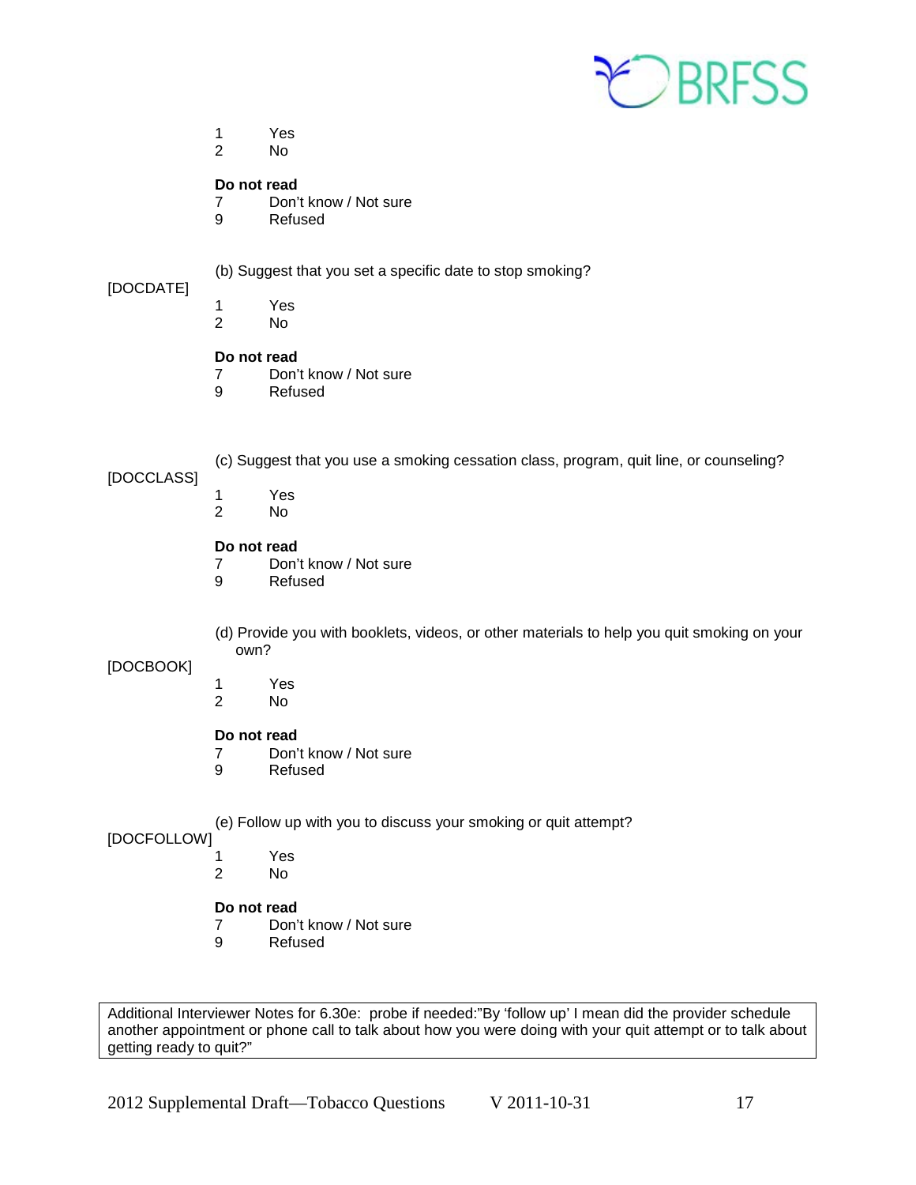1 Yes
2 No

**Do not read**
7 Don't know / Not sure
9 Refused

[DOCDATE]

(b) Suggest that you set a specific date to stop smoking?

1 Yes
2 No

**Do not read**
7 Don't know / Not sure
9 Refused

[DOCCLASS]

(c) Suggest that you use a smoking cessation class, program, quit line, or counseling?

1 Yes
2 No

**Do not read**
7 Don't know / Not sure
9 Refused

[DOCBOOK]

(d) Provide you with booklets, videos, or other materials to help you quit smoking on your own?

1 Yes
2 No

**Do not read**
7 Don't know / Not sure
9 Refused

[DOCFOLLOW]

(e) Follow up with you to discuss your smoking or quit attempt?

1 Yes
2 No

**Do not read**
7 Don't know / Not sure
9 Refused

| Additional Interviewer Notes for 6.30e: probe if needed:"By 'follow up' I mean did the provider schedule another appointment or phone call to talk about how you were doing with your quit attempt or to talk about getting ready to quit?" |
|---|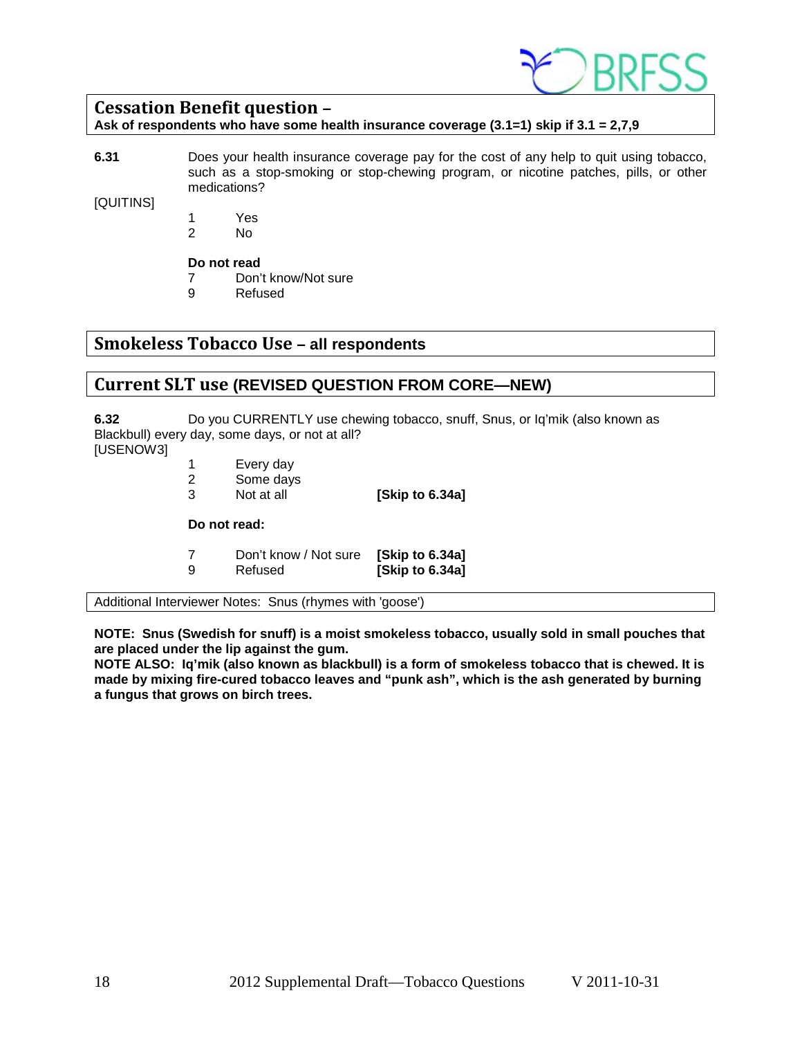## Cessation Benefit question –

**Ask of respondents who have some health insurance coverage (3.1=1) skip if 3.1 = 2,7,9**

**6.31** Does your health insurance coverage pay for the cost of any help to quit using tobacco, such as a stop-smoking or stop-chewing program, or nicotine patches, pills, or other medications?

[QUITINS]

1 Yes
2 No

**Do not read**

7 Don't know/Not sure
9 Refused

## Smokeless Tobacco Use – all respondents

## Current SLT use (REVISED QUESTION FROM CORE—NEW)

**6.32** Do you CURRENTLY use chewing tobacco, snuff, Snus, or Iq'mik (also known as Blackbull) every day, some days, or not at all?

[USENOW3]

1 Every day
2 Some days
3 Not at all **[Skip to 6.34a]**

**Do not read:**

7 Don't know / Not sure **[Skip to 6.34a]**
9 Refused **[Skip to 6.34a]**

Additional Interviewer Notes: Snus (rhymes with 'goose')

**NOTE: Snus (Swedish for snuff) is a moist smokeless tobacco, usually sold in small pouches that are placed under the lip against the gum.**

**NOTE ALSO: Iq'mik (also known as blackbull) is a form of smokeless tobacco that is chewed. It is made by mixing fire-cured tobacco leaves and "punk ash", which is the ash generated by burning a fungus that grows on birch trees.**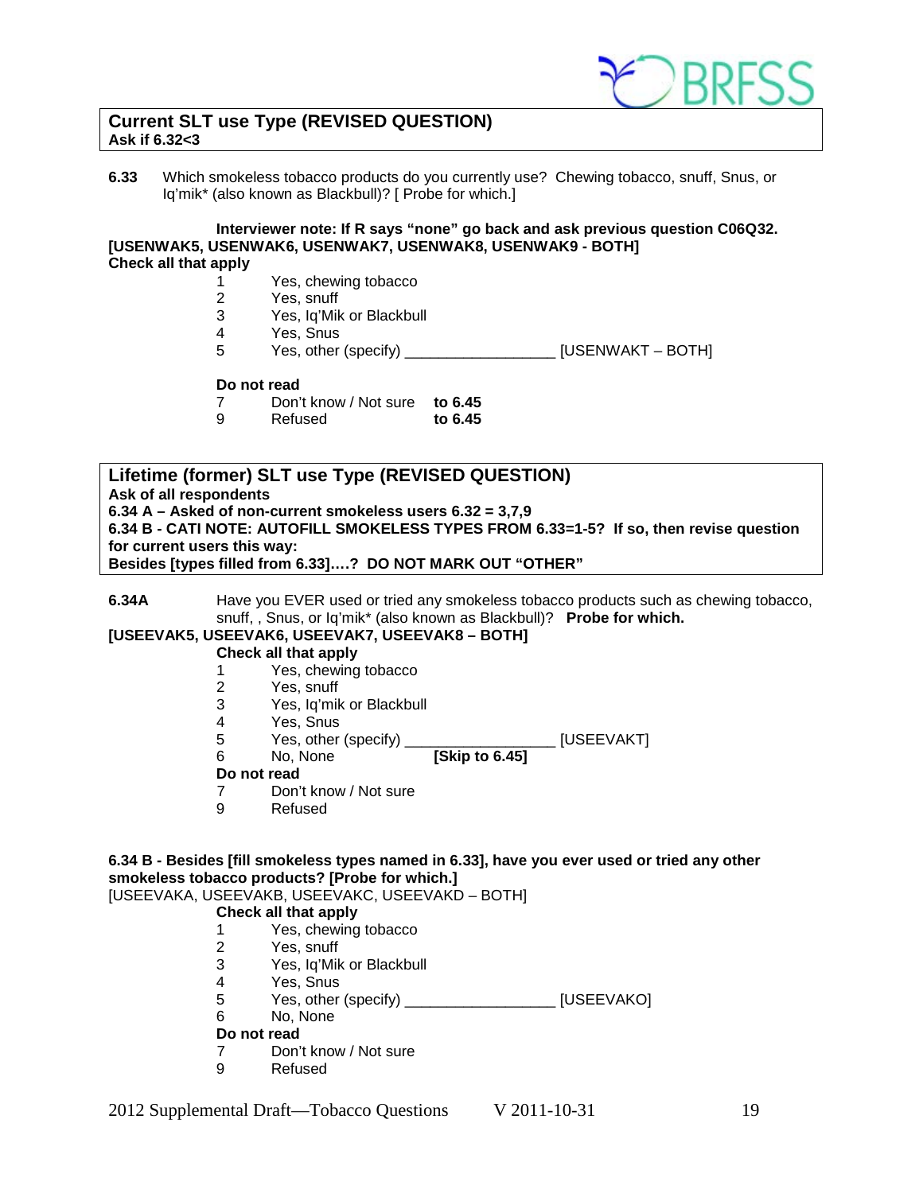**Current SLT use Type (REVISED QUESTION)**
**Ask if 6.32<3**

**6.33** Which smokeless tobacco products do you currently use? Chewing tobacco, snuff, Snus, or Iq'mik* (also known as Blackbull)? [ Probe for which.]

**Interviewer note: If R says "none" go back and ask previous question C06Q32.**
**[USENWAK5, USENWAK6, USENWAK7, USENWAK8, USENWAK9 - BOTH]**
**Check all that apply**

1 Yes, chewing tobacco
2 Yes, snuff
3 Yes, Iq'Mik or Blackbull
4 Yes, Snus
5 Yes, other (specify) _________________ [USENWAKT – BOTH]

**Do not read**
7 Don't know / Not sure **to 6.45**
9 Refused **to 6.45**

**Lifetime (former) SLT use Type (REVISED QUESTION)**
**Ask of all respondents**
**6.34 A – Asked of non-current smokeless users 6.32 = 3,7,9**
**6.34 B - CATI NOTE: AUTOFILL SMOKELESS TYPES FROM 6.33=1-5? If so, then revise question for current users this way:**
**Besides [types filled from 6.33]….? DO NOT MARK OUT "OTHER"**

**6.34A** Have you EVER used or tried any smokeless tobacco products such as chewing tobacco, snuff, , Snus, or Iq'mik* (also known as Blackbull)? **Probe for which.**
**[USEEVAK5, USEEVAK6, USEEVAK7, USEEVAK8 – BOTH]**
**Check all that apply**

1 Yes, chewing tobacco
2 Yes, snuff
3 Yes, Iq'mik or Blackbull
4 Yes, Snus
5 Yes, other (specify) _________________ [USEEVAKT]
6 No, None **[Skip to 6.45]**

**Do not read**
7 Don't know / Not sure
9 Refused

**6.34 B - Besides [fill smokeless types named in 6.33], have you ever used or tried any other smokeless tobacco products? [Probe for which.]**
[USEEVAKA, USEEVAKB, USEEVAKC, USEEVAKD – BOTH]
**Check all that apply**

1 Yes, chewing tobacco
2 Yes, snuff
3 Yes, Iq'Mik or Blackbull
4 Yes, Snus
5 Yes, other (specify) _________________ [USEEVAKO]
6 No, None

**Do not read**
7 Don't know / Not sure
9 Refused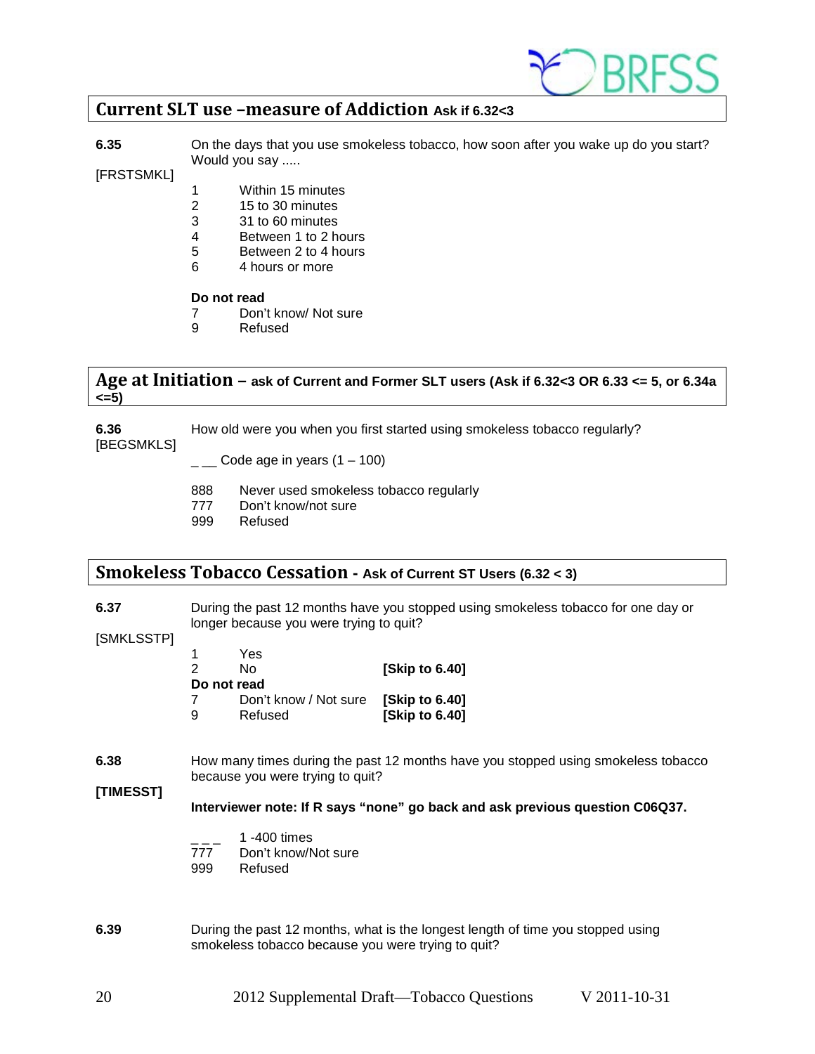## Current SLT use –measure of Addiction **Ask if 6.32<3**

**6.35** [FRSTSMKL]

On the days that you use smokeless tobacco, how soon after you wake up do you start? Would you say .....

1 Within 15 minutes
2 15 to 30 minutes
3 31 to 60 minutes
4 Between 1 to 2 hours
5 Between 2 to 4 hours
6 4 hours or more

**Do not read**
7 Don't know/ Not sure
9 Refused

## Age at Initiation – **ask of Current and Former SLT users (Ask if 6.32<3 OR 6.33 <= 5, or 6.34a <=5)**

**6.36** [BEGSMKLS]

How old were you when you first started using smokeless tobacco regularly?

_ __ Code age in years (1 – 100)

888 Never used smokeless tobacco regularly
777 Don't know/not sure
999 Refused

## Smokeless Tobacco Cessation - **Ask of Current ST Users (6.32 < 3)**

**6.37** [SMKLSSTP]

During the past 12 months have you stopped using smokeless tobacco for one day or longer because you were trying to quit?

1 Yes
2 No **[Skip to 6.40]**

**Do not read**
7 Don't know / Not sure **[Skip to 6.40]**
9 Refused **[Skip to 6.40]**

**6.38** **[TIMESST]**

How many times during the past 12 months have you stopped using smokeless tobacco because you were trying to quit?

**Interviewer note: If R says "none" go back and ask previous question C06Q37.**

_ _ _ 1 -400 times
777 Don't know/Not sure
999 Refused

**6.39**

During the past 12 months, what is the longest length of time you stopped using smokeless tobacco because you were trying to quit?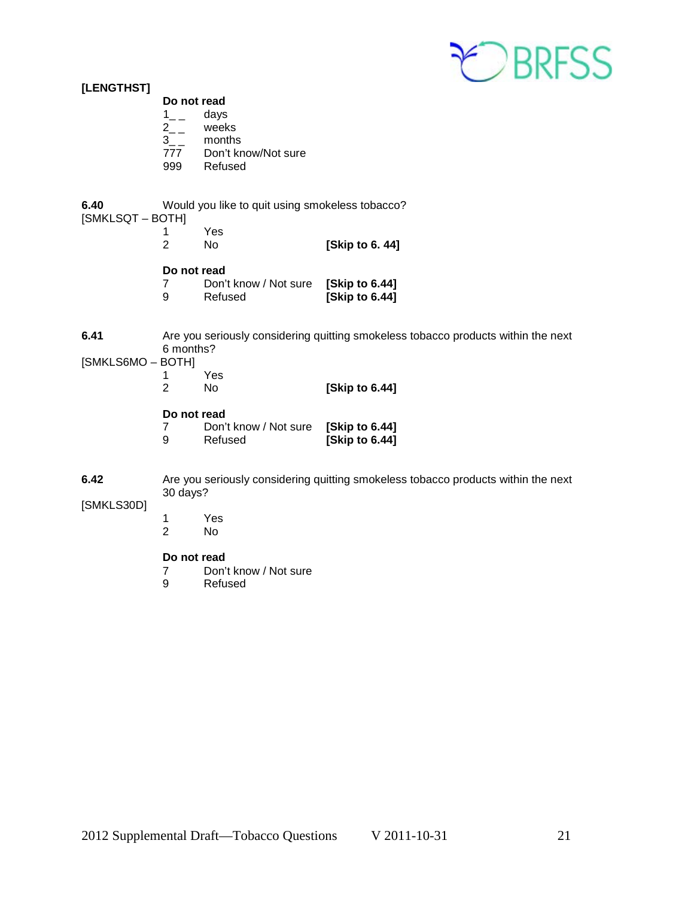**[LENGTHST]**

**Do not read**

1_ _ days
2_ _ weeks
3_ _ months
777 Don't know/Not sure
999 Refused

**6.40** Would you like to quit using smokeless tobacco?
[SMKLSQT – BOTH]

1 Yes
2 No **[Skip to 6. 44]**

**Do not read**

7 Don't know / Not sure **[Skip to 6.44]**
9 Refused **[Skip to 6.44]**

**6.41** Are you seriously considering quitting smokeless tobacco products within the next 6 months?
[SMKLS6MO – BOTH]

1 Yes
2 No **[Skip to 6.44]**

**Do not read**

7 Don't know / Not sure **[Skip to 6.44]**
9 Refused **[Skip to 6.44]**

**6.42** Are you seriously considering quitting smokeless tobacco products within the next 30 days?
[SMKLS30D]

1 Yes
2 No

**Do not read**

7 Don't know / Not sure
9 Refused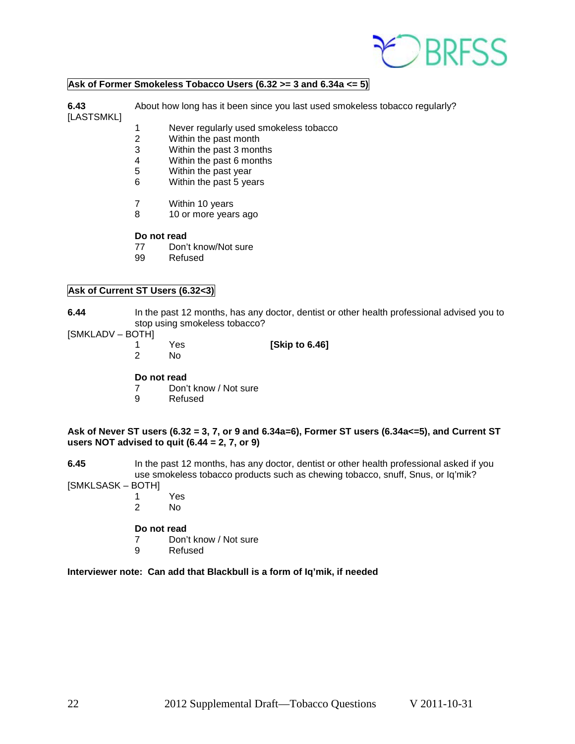**Ask of Former Smokeless Tobacco Users (6.32 >= 3 and 6.34a <= 5)**

**6.43** About how long has it been since you last used smokeless tobacco regularly?
[LASTSMKL]

1 Never regularly used smokeless tobacco
2 Within the past month
3 Within the past 3 months
4 Within the past 6 months
5 Within the past year
6 Within the past 5 years

7 Within 10 years
8 10 or more years ago

**Do not read**
77 Don't know/Not sure
99 Refused

**Ask of Current ST Users (6.32<3)**

**6.44** In the past 12 months, has any doctor, dentist or other health professional advised you to stop using smokeless tobacco?
[SMKLADV – BOTH]

1 Yes **[Skip to 6.46]**
2 No

**Do not read**
7 Don't know / Not sure
9 Refused

**Ask of Never ST users (6.32 = 3, 7, or 9 and 6.34a=6), Former ST users (6.34a<=5), and Current ST users NOT advised to quit (6.44 = 2, 7, or 9)**

**6.45** In the past 12 months, has any doctor, dentist or other health professional asked if you use smokeless tobacco products such as chewing tobacco, snuff, Snus, or Iq'mik?
[SMKLSASK – BOTH]

1 Yes
2 No

**Do not read**
7 Don't know / Not sure
9 Refused

**Interviewer note: Can add that Blackbull is a form of Iq'mik, if needed**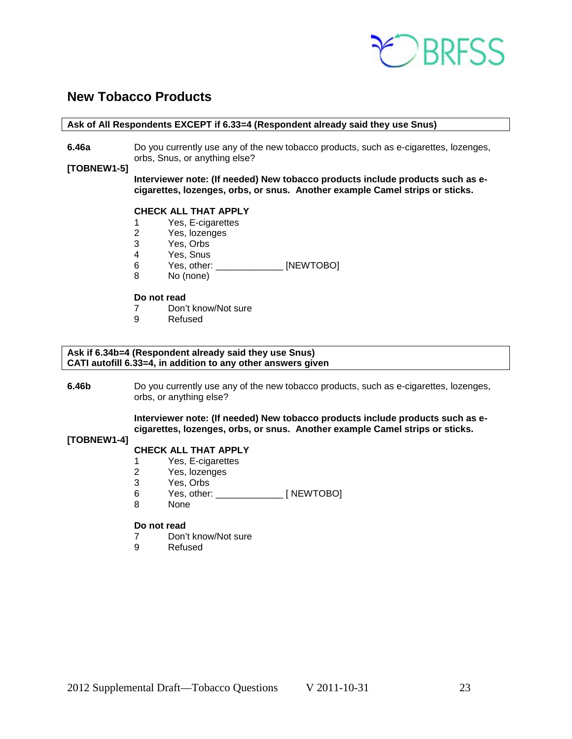## New Tobacco Products

**Ask of All Respondents EXCEPT if 6.33=4 (Respondent already said they use Snus)**

**6.46a** Do you currently use any of the new tobacco products, such as e-cigarettes, lozenges, orbs, Snus, or anything else?

**[TOBNEW1-5]**

**Interviewer note: (If needed) New tobacco products include products such as e-cigarettes, lozenges, orbs, or snus. Another example Camel strips or sticks.**

**CHECK ALL THAT APPLY**

1 Yes, E-cigarettes
2 Yes, lozenges
3 Yes, Orbs
4 Yes, Snus
6 Yes, other: _____________ [NEWTOBO]
8 No (none)

**Do not read**

7 Don't know/Not sure
9 Refused

**Ask if 6.34b=4 (Respondent already said they use Snus)**
**CATI autofill 6.33=4, in addition to any other answers given**

**6.46b** Do you currently use any of the new tobacco products, such as e-cigarettes, lozenges, orbs, or anything else?

**Interviewer note: (If needed) New tobacco products include products such as e-cigarettes, lozenges, orbs, or snus. Another example Camel strips or sticks.**

**[TOBNEW1-4]**

**CHECK ALL THAT APPLY**

1 Yes, E-cigarettes
2 Yes, lozenges
3 Yes, Orbs
6 Yes, other: _____________ [ NEWTOBO]
8 None

**Do not read**

7 Don't know/Not sure
9 Refused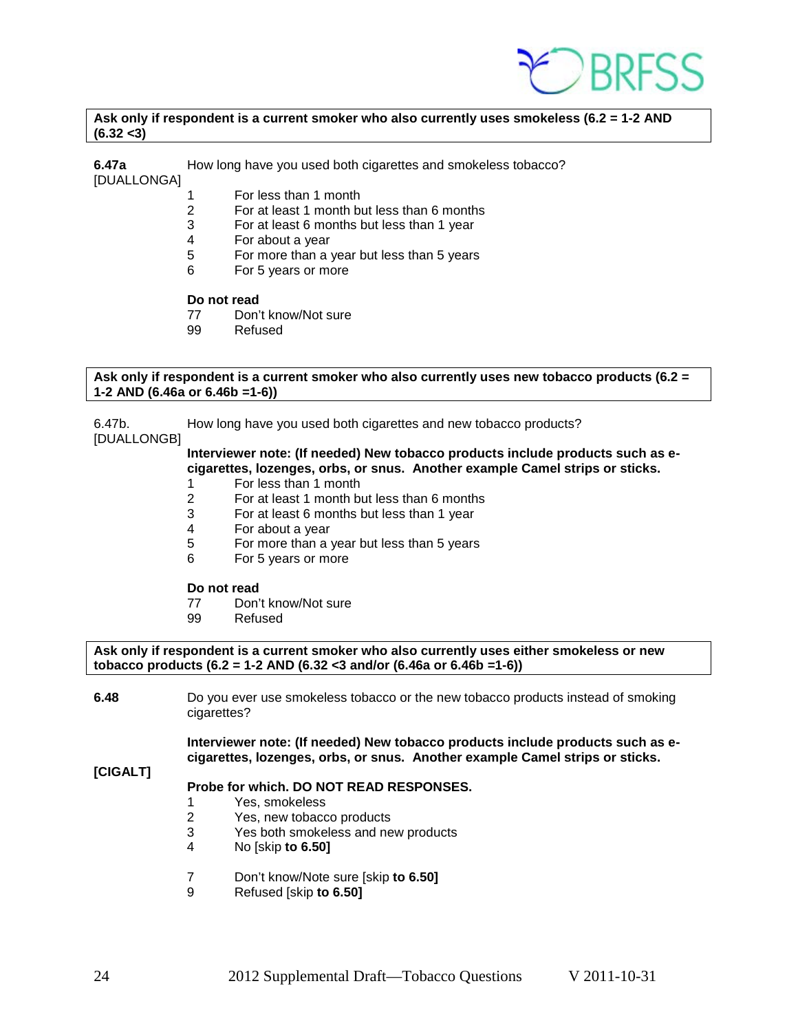**Ask only if respondent is a current smoker who also currently uses smokeless (6.2 = 1-2 AND (6.32 <3)**

**6.47a** [DUALLONGA]

How long have you used both cigarettes and smokeless tobacco?

1 For less than 1 month
2 For at least 1 month but less than 6 months
3 For at least 6 months but less than 1 year
4 For about a year
5 For more than a year but less than 5 years
6 For 5 years or more

**Do not read**
77 Don't know/Not sure
99 Refused

**Ask only if respondent is a current smoker who also currently uses new tobacco products (6.2 = 1-2 AND (6.46a or 6.46b =1-6))**

6.47b. [DUALLONGB]

How long have you used both cigarettes and new tobacco products?

**Interviewer note: (If needed) New tobacco products include products such as e-cigarettes, lozenges, orbs, or snus. Another example Camel strips or sticks.**

1 For less than 1 month
2 For at least 1 month but less than 6 months
3 For at least 6 months but less than 1 year
4 For about a year
5 For more than a year but less than 5 years
6 For 5 years or more

**Do not read**
77 Don't know/Not sure
99 Refused

**Ask only if respondent is a current smoker who also currently uses either smokeless or new tobacco products (6.2 = 1-2 AND (6.32 <3 and/or (6.46a or 6.46b =1-6))**

**6.48** **[CIGALT]**

Do you ever use smokeless tobacco or the new tobacco products instead of smoking cigarettes?

**Interviewer note: (If needed) New tobacco products include products such as e-cigarettes, lozenges, orbs, or snus. Another example Camel strips or sticks.**

**Probe for which. DO NOT READ RESPONSES.**

1 Yes, smokeless
2 Yes, new tobacco products
3 Yes both smokeless and new products
4 No [skip **to 6.50]**

7 Don't know/Note sure [skip **to 6.50]**
9 Refused [skip **to 6.50]**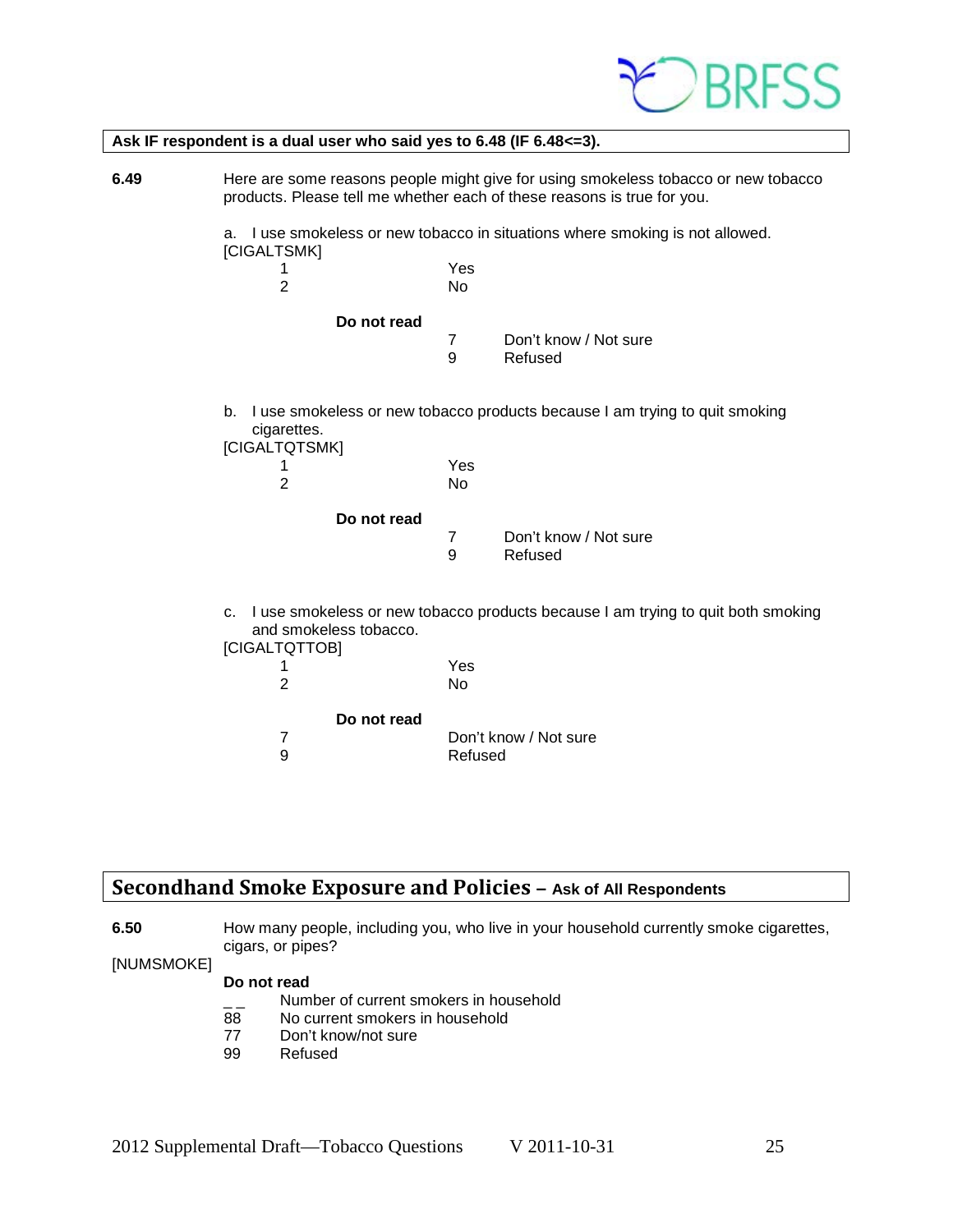**Ask IF respondent is a dual user who said yes to 6.48 (IF 6.48<=3).**

**6.49** Here are some reasons people might give for using smokeless tobacco or new tobacco products. Please tell me whether each of these reasons is true for you.

a. I use smokeless or new tobacco in situations where smoking is not allowed.
[CIGALTSMK]

1 Yes
2 No

**Do not read**

7 Don't know / Not sure
9 Refused

b. I use smokeless or new tobacco products because I am trying to quit smoking cigarettes.
[CIGALTQTSMK]

1 Yes
2 No

**Do not read**

7 Don't know / Not sure
9 Refused

c. I use smokeless or new tobacco products because I am trying to quit both smoking and smokeless tobacco.
[CIGALTQTTOB]

1 Yes
2 No

**Do not read**

7 Don't know / Not sure
9 Refused

## Secondhand Smoke Exposure and Policies – Ask of All Respondents

**6.50** How many people, including you, who live in your household currently smoke cigarettes, cigars, or pipes?

[NUMSMOKE]

**Do not read**

_ _ Number of current smokers in household
88 No current smokers in household
77 Don't know/not sure
99 Refused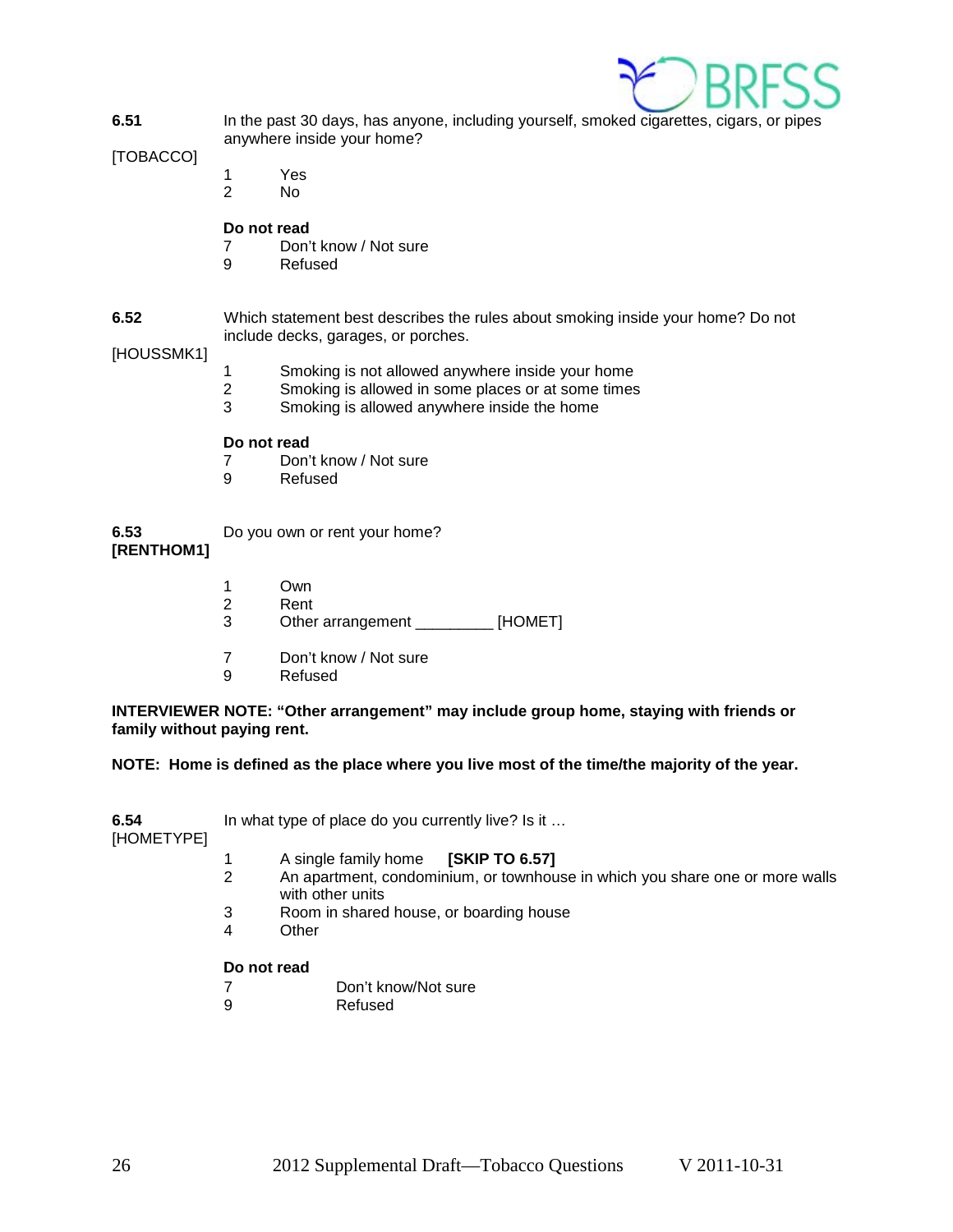**6.51** [TOBACCO]

In the past 30 days, has anyone, including yourself, smoked cigarettes, cigars, or pipes anywhere inside your home?

1 Yes
2 No

**Do not read**
7 Don't know / Not sure
9 Refused

**6.52** [HOUSSMK1]

Which statement best describes the rules about smoking inside your home? Do not include decks, garages, or porches.

1 Smoking is not allowed anywhere inside your home
2 Smoking is allowed in some places or at some times
3 Smoking is allowed anywhere inside the home

**Do not read**
7 Don't know / Not sure
9 Refused

**6.53** **[RENTHOM1]**

Do you own or rent your home?

1 Own
2 Rent
3 Other arrangement _________ [HOMET]

7 Don't know / Not sure
9 Refused

**INTERVIEWER NOTE: "Other arrangement" may include group home, staying with friends or family without paying rent.**

**NOTE: Home is defined as the place where you live most of the time/the majority of the year.**

**6.54** [HOMETYPE]

In what type of place do you currently live? Is it …

1 A single family home **[SKIP TO 6.57]**
2 An apartment, condominium, or townhouse in which you share one or more walls with other units
3 Room in shared house, or boarding house
4 Other

**Do not read**
7 Don't know/Not sure
9 Refused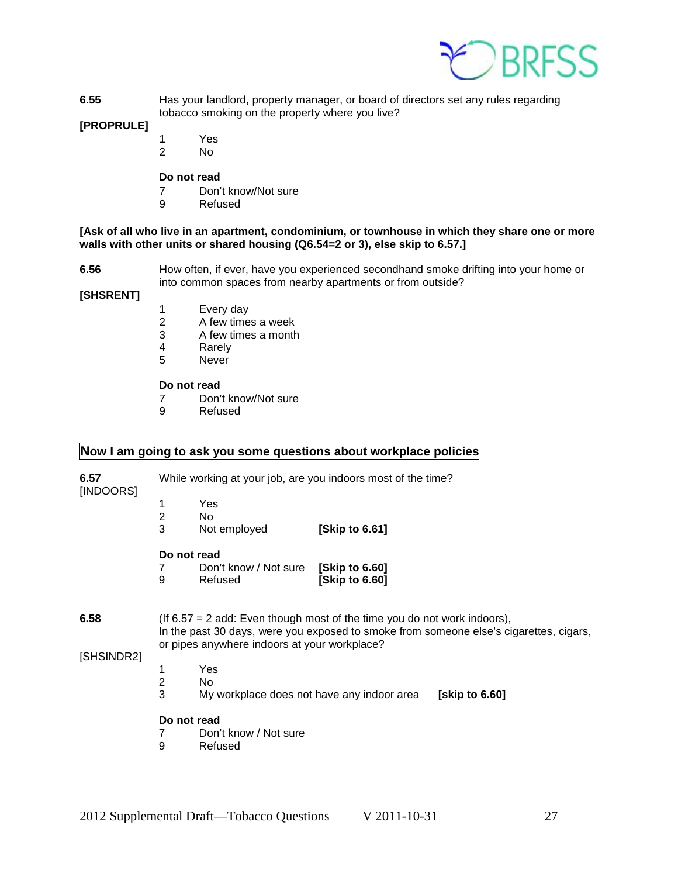**6.55** Has your landlord, property manager, or board of directors set any rules regarding tobacco smoking on the property where you live?

**[PROPRULE]**

1 Yes
2 No

**Do not read**

7 Don't know/Not sure
9 Refused

**[Ask of all who live in an apartment, condominium, or townhouse in which they share one or more walls with other units or shared housing (Q6.54=2 or 3), else skip to 6.57.]**

**6.56** How often, if ever, have you experienced secondhand smoke drifting into your home or into common spaces from nearby apartments or from outside?

**[SHSRENT]**

1 Every day
2 A few times a week
3 A few times a month
4 Rarely
5 Never

**Do not read**

7 Don't know/Not sure
9 Refused

## Now I am going to ask you some questions about workplace policies

**6.57** While working at your job, are you indoors most of the time?

[INDOORS]

1 Yes
2 No
3 Not employed **[Skip to 6.61]**

**Do not read**

7 Don't know / Not sure **[Skip to 6.60]**
9 Refused **[Skip to 6.60]**

**6.58** (If 6.57 = 2 add: Even though most of the time you do not work indoors), In the past 30 days, were you exposed to smoke from someone else's cigarettes, cigars, or pipes anywhere indoors at your workplace?

[SHSINDR2]

1 Yes
2 No
3 My workplace does not have any indoor area **[skip to 6.60]**

**Do not read**

7 Don't know / Not sure
9 Refused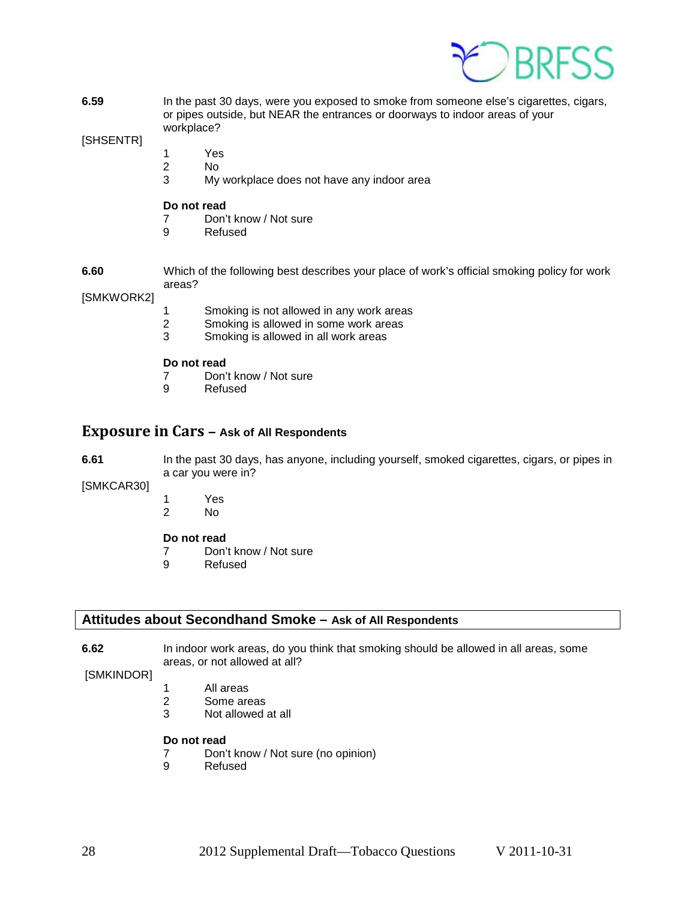**6.59** [SHSENTR]

In the past 30 days, were you exposed to smoke from someone else's cigarettes, cigars, or pipes outside, but NEAR the entrances or doorways to indoor areas of your workplace?

1 Yes
2 No
3 My workplace does not have any indoor area

**Do not read**
7 Don't know / Not sure
9 Refused

**6.60** [SMKWORK2]

Which of the following best describes your place of work's official smoking policy for work areas?

1 Smoking is not allowed in any work areas
2 Smoking is allowed in some work areas
3 Smoking is allowed in all work areas

**Do not read**
7 Don't know / Not sure
9 Refused

## Exposure in Cars – Ask of All Respondents

**6.61** [SMKCAR30]

In the past 30 days, has anyone, including yourself, smoked cigarettes, cigars, or pipes in a car you were in?

1 Yes
2 No

**Do not read**
7 Don't know / Not sure
9 Refused

## Attitudes about Secondhand Smoke – Ask of All Respondents

**6.62** [SMKINDOR]

In indoor work areas, do you think that smoking should be allowed in all areas, some areas, or not allowed at all?

1 All areas
2 Some areas
3 Not allowed at all

**Do not read**
7 Don't know / Not sure (no opinion)
9 Refused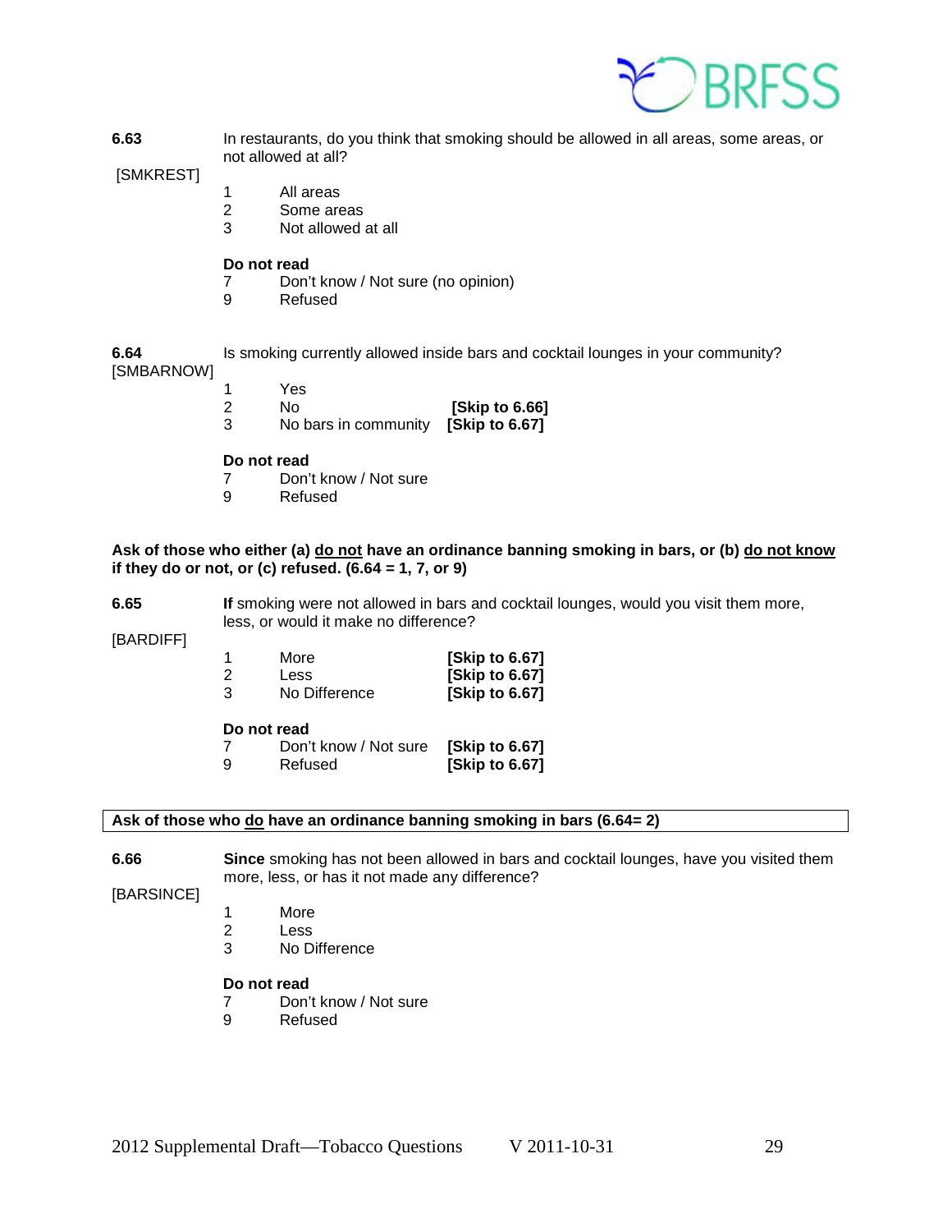**6.63** [SMKREST]
In restaurants, do you think that smoking should be allowed in all areas, some areas, or not allowed at all?

1 All areas
2 Some areas
3 Not allowed at all

**Do not read**
7 Don't know / Not sure (no opinion)
9 Refused

**6.64** [SMBARNOW]
Is smoking currently allowed inside bars and cocktail lounges in your community?

1 Yes
2 No **[Skip to 6.66]**
3 No bars in community **[Skip to 6.67]**

**Do not read**
7 Don't know / Not sure
9 Refused

**Ask of those who either (a) do not have an ordinance banning smoking in bars, or (b) do not know if they do or not, or (c) refused. (6.64 = 1, 7, or 9)**

**6.65** [BARDIFF]
**If** smoking were not allowed in bars and cocktail lounges, would you visit them more, less, or would it make no difference?

1 More **[Skip to 6.67]**
2 Less **[Skip to 6.67]**
3 No Difference **[Skip to 6.67]**

**Do not read**
7 Don't know / Not sure **[Skip to 6.67]**
9 Refused **[Skip to 6.67]**

**Ask of those who do have an ordinance banning smoking in bars (6.64= 2)**

**6.66** [BARSINCE]
**Since** smoking has not been allowed in bars and cocktail lounges, have you visited them more, less, or has it not made any difference?

1 More
2 Less
3 No Difference

**Do not read**
7 Don't know / Not sure
9 Refused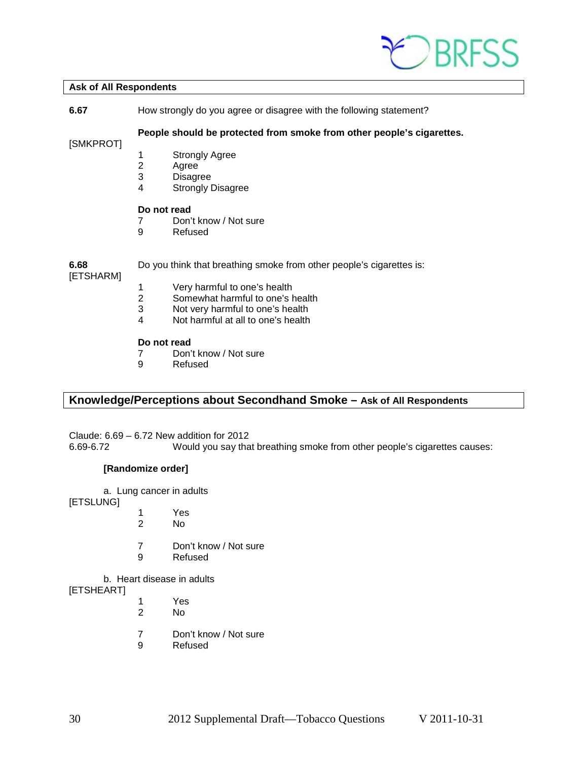**Ask of All Respondents**

**6.67** How strongly do you agree or disagree with the following statement?

[SMKPROT]

**People should be protected from smoke from other people's cigarettes.**

1 Strongly Agree
2 Agree
3 Disagree
4 Strongly Disagree

**Do not read**

7 Don't know / Not sure
9 Refused

**6.68** Do you think that breathing smoke from other people's cigarettes is:

[ETSHARM]

1 Very harmful to one's health
2 Somewhat harmful to one's health
3 Not very harmful to one's health
4 Not harmful at all to one's health

**Do not read**

7 Don't know / Not sure
9 Refused

## Knowledge/Perceptions about Secondhand Smoke – Ask of All Respondents

Claude: 6.69 – 6.72 New addition for 2012

6.69-6.72 Would you say that breathing smoke from other people's cigarettes causes:

**[Randomize order]**

a. Lung cancer in adults

[ETSLUNG]

1 Yes
2 No

7 Don't know / Not sure
9 Refused

b. Heart disease in adults

[ETSHEART]

1 Yes
2 No

7 Don't know / Not sure
9 Refused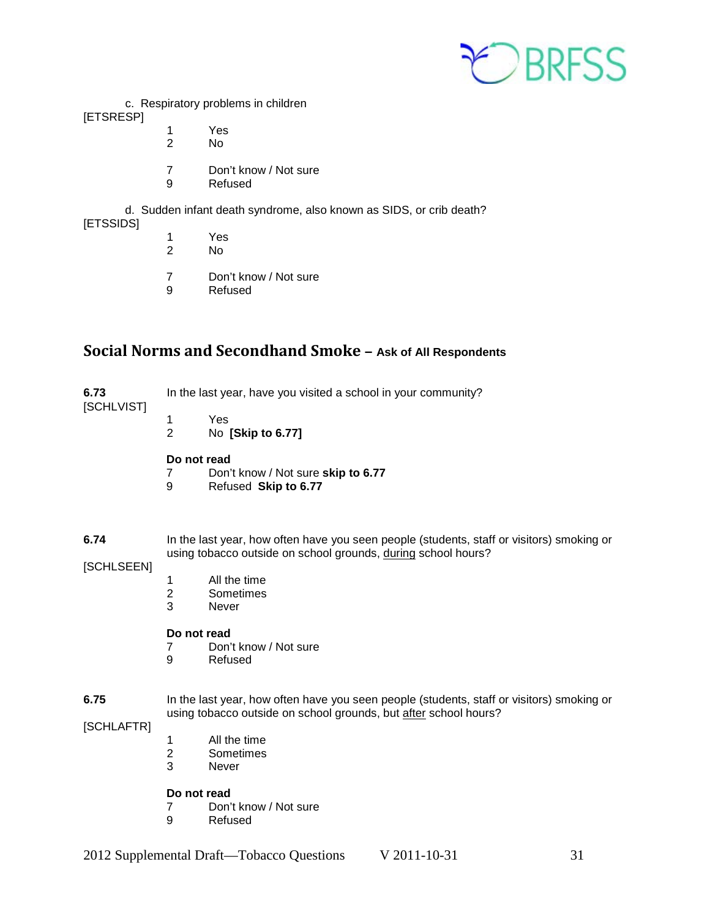c. Respiratory problems in children

[ETSRESP]

1 Yes
2 No

7 Don't know / Not sure
9 Refused

d. Sudden infant death syndrome, also known as SIDS, or crib death?

[ETSSIDS]

1 Yes
2 No

7 Don't know / Not sure
9 Refused

## Social Norms and Secondhand Smoke – Ask of All Respondents

**6.73** In the last year, have you visited a school in your community?

[SCHLVIST]

1 Yes
2 No **[Skip to 6.77]**

**Do not read**

7 Don't know / Not sure **skip to 6.77**
9 Refused **Skip to 6.77**

**6.74** In the last year, how often have you seen people (students, staff or visitors) smoking or using tobacco outside on school grounds, <u>during</u> school hours?

[SCHLSEEN]

1 All the time
2 Sometimes
3 Never

**Do not read**

7 Don't know / Not sure
9 Refused

**6.75** In the last year, how often have you seen people (students, staff or visitors) smoking or using tobacco outside on school grounds, but <u>after</u> school hours?

[SCHLAFTR]

1 All the time
2 Sometimes
3 Never

**Do not read**

7 Don't know / Not sure
9 Refused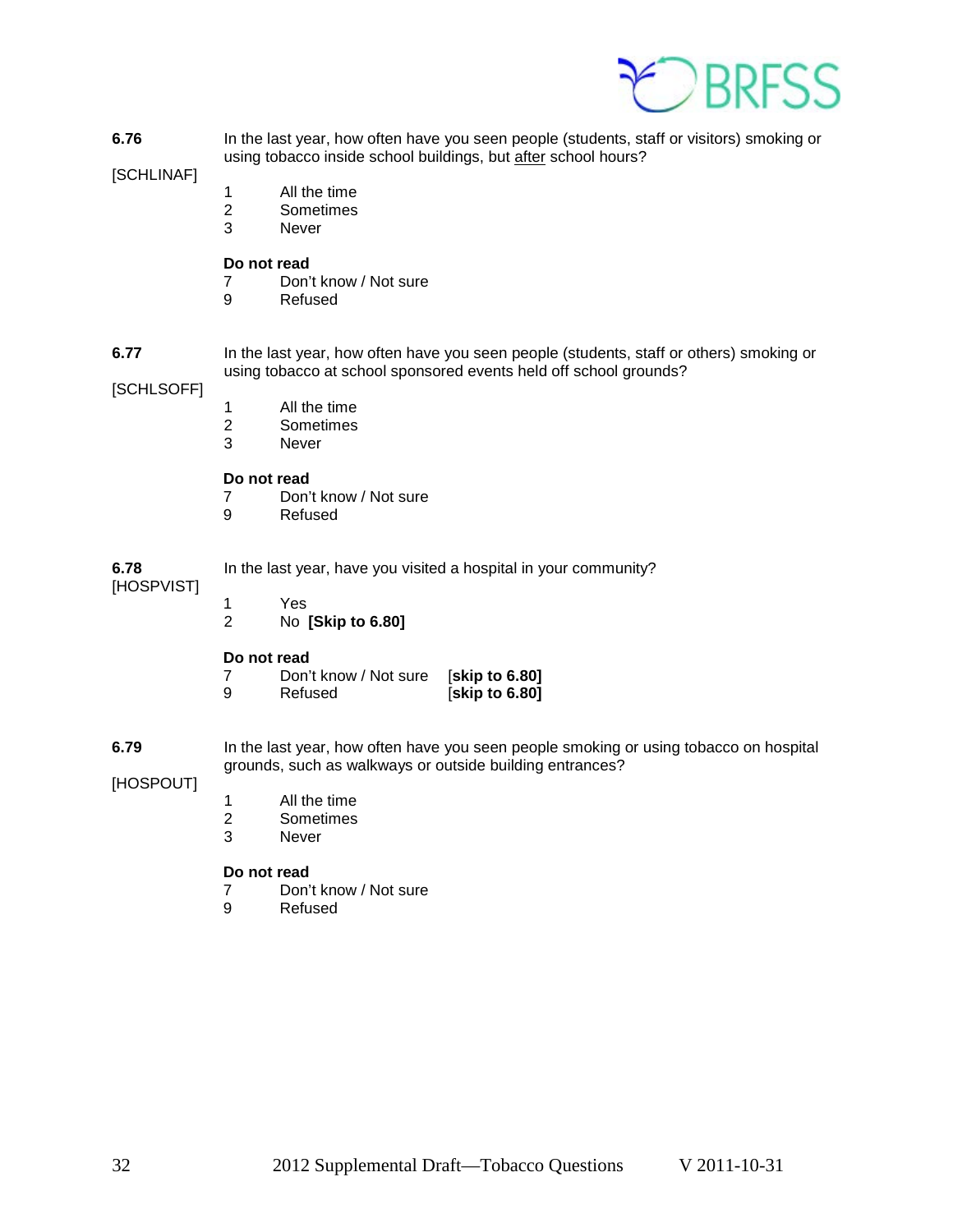**6.76** In the last year, how often have you seen people (students, staff or visitors) smoking or using tobacco inside school buildings, but <u>after</u> school hours?

[SCHLINAF]

1 All the time
2 Sometimes
3 Never

**Do not read**
7 Don't know / Not sure
9 Refused

**6.77** In the last year, how often have you seen people (students, staff or others) smoking or using tobacco at school sponsored events held off school grounds?

[SCHLSOFF]

1 All the time
2 Sometimes
3 Never

**Do not read**
7 Don't know / Not sure
9 Refused

**6.78** In the last year, have you visited a hospital in your community?
[HOSPVIST]

1 Yes
2 No **[Skip to 6.80]**

**Do not read**
7 Don't know / Not sure [**skip to 6.80]**
9 Refused [**skip to 6.80]**

**6.79** In the last year, how often have you seen people smoking or using tobacco on hospital grounds, such as walkways or outside building entrances?

[HOSPOUT]

1 All the time
2 Sometimes
3 Never

**Do not read**
7 Don't know / Not sure
9 Refused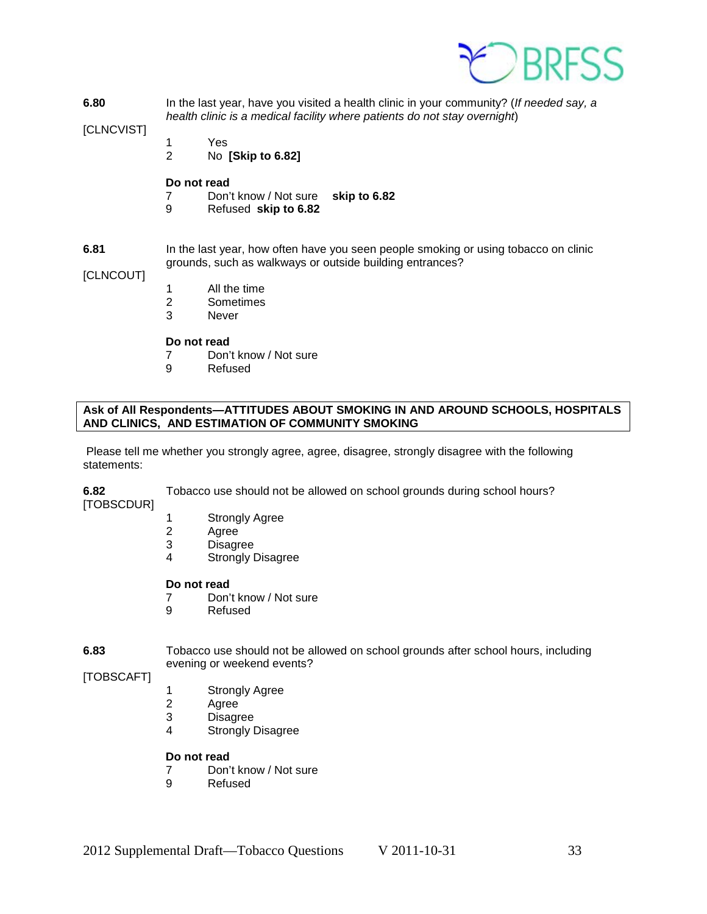**6.80** In the last year, have you visited a health clinic in your community? (*If needed say, a health clinic is a medical facility where patients do not stay overnight*)

[CLNCVIST]

1 Yes
2 No **[Skip to 6.82]**

**Do not read**
7 Don't know / Not sure **skip to 6.82**
9 Refused **skip to 6.82**

**6.81** In the last year, how often have you seen people smoking or using tobacco on clinic grounds, such as walkways or outside building entrances?

[CLNCOUT]

1 All the time
2 Sometimes
3 Never

**Do not read**
7 Don't know / Not sure
9 Refused

**Ask of All Respondents—ATTITUDES ABOUT SMOKING IN AND AROUND SCHOOLS, HOSPITALS AND CLINICS, AND ESTIMATION OF COMMUNITY SMOKING**

Please tell me whether you strongly agree, agree, disagree, strongly disagree with the following statements:

**6.82** Tobacco use should not be allowed on school grounds during school hours?

[TOBSCDUR]

1 Strongly Agree
2 Agree
3 Disagree
4 Strongly Disagree

**Do not read**
7 Don't know / Not sure
9 Refused

**6.83** Tobacco use should not be allowed on school grounds after school hours, including evening or weekend events?

[TOBSCAFT]

1 Strongly Agree
2 Agree
3 Disagree
4 Strongly Disagree

**Do not read**
7 Don't know / Not sure
9 Refused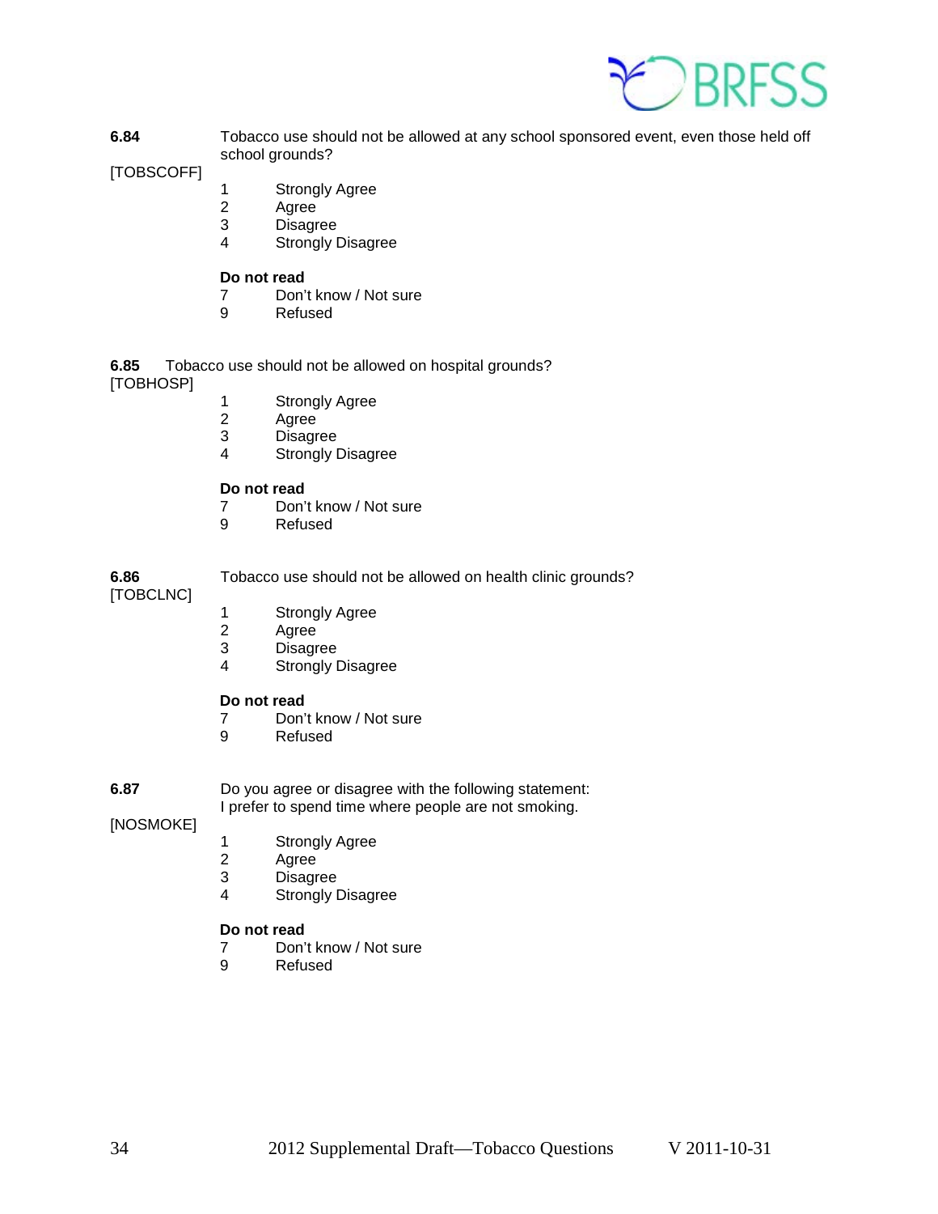**6.84** Tobacco use should not be allowed at any school sponsored event, even those held off school grounds?

[TOBSCOFF]

1 Strongly Agree
2 Agree
3 Disagree
4 Strongly Disagree

**Do not read**
7 Don't know / Not sure
9 Refused

**6.85** Tobacco use should not be allowed on hospital grounds?

[TOBHOSP]

1 Strongly Agree
2 Agree
3 Disagree
4 Strongly Disagree

**Do not read**
7 Don't know / Not sure
9 Refused

**6.86** Tobacco use should not be allowed on health clinic grounds?

[TOBCLNC]

1 Strongly Agree
2 Agree
3 Disagree
4 Strongly Disagree

**Do not read**
7 Don't know / Not sure
9 Refused

**6.87** Do you agree or disagree with the following statement:
I prefer to spend time where people are not smoking.

[NOSMOKE]

1 Strongly Agree
2 Agree
3 Disagree
4 Strongly Disagree

**Do not read**
7 Don't know / Not sure
9 Refused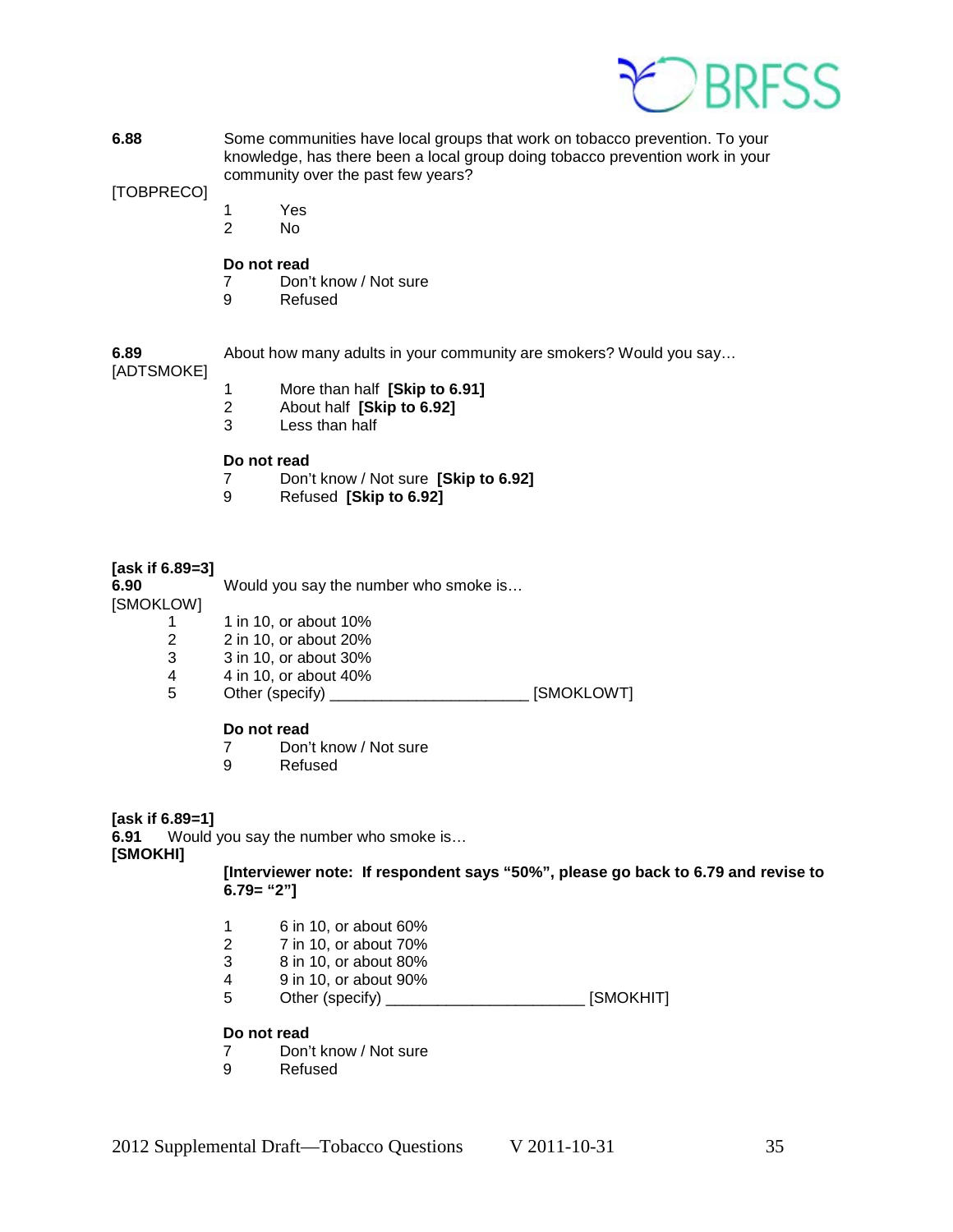**6.88** Some communities have local groups that work on tobacco prevention. To your knowledge, has there been a local group doing tobacco prevention work in your community over the past few years?

[TOBPRECO]

1 Yes
2 No

**Do not read**
7 Don't know / Not sure
9 Refused

**6.89** About how many adults in your community are smokers? Would you say…

[ADTSMOKE]

1 More than half **[Skip to 6.91]**
2 About half **[Skip to 6.92]**
3 Less than half

**Do not read**
7 Don't know / Not sure **[Skip to 6.92]**
9 Refused **[Skip to 6.92]**

**[ask if 6.89=3]**
**6.90** Would you say the number who smoke is…

[SMOKLOW]

1 1 in 10, or about 10%
2 2 in 10, or about 20%
3 3 in 10, or about 30%
4 4 in 10, or about 40%
5 Other (specify) ______________________ [SMOKLOWT]

**Do not read**
7 Don't know / Not sure
9 Refused

**[ask if 6.89=1]**
**6.91** Would you say the number who smoke is…

**[SMOKHI]**

**[Interviewer note: If respondent says "50%", please go back to 6.79 and revise to 6.79= "2"]**

1 6 in 10, or about 60%
2 7 in 10, or about 70%
3 8 in 10, or about 80%
4 9 in 10, or about 90%
5 Other (specify) ______________________ [SMOKHIT]

**Do not read**
7 Don't know / Not sure
9 Refused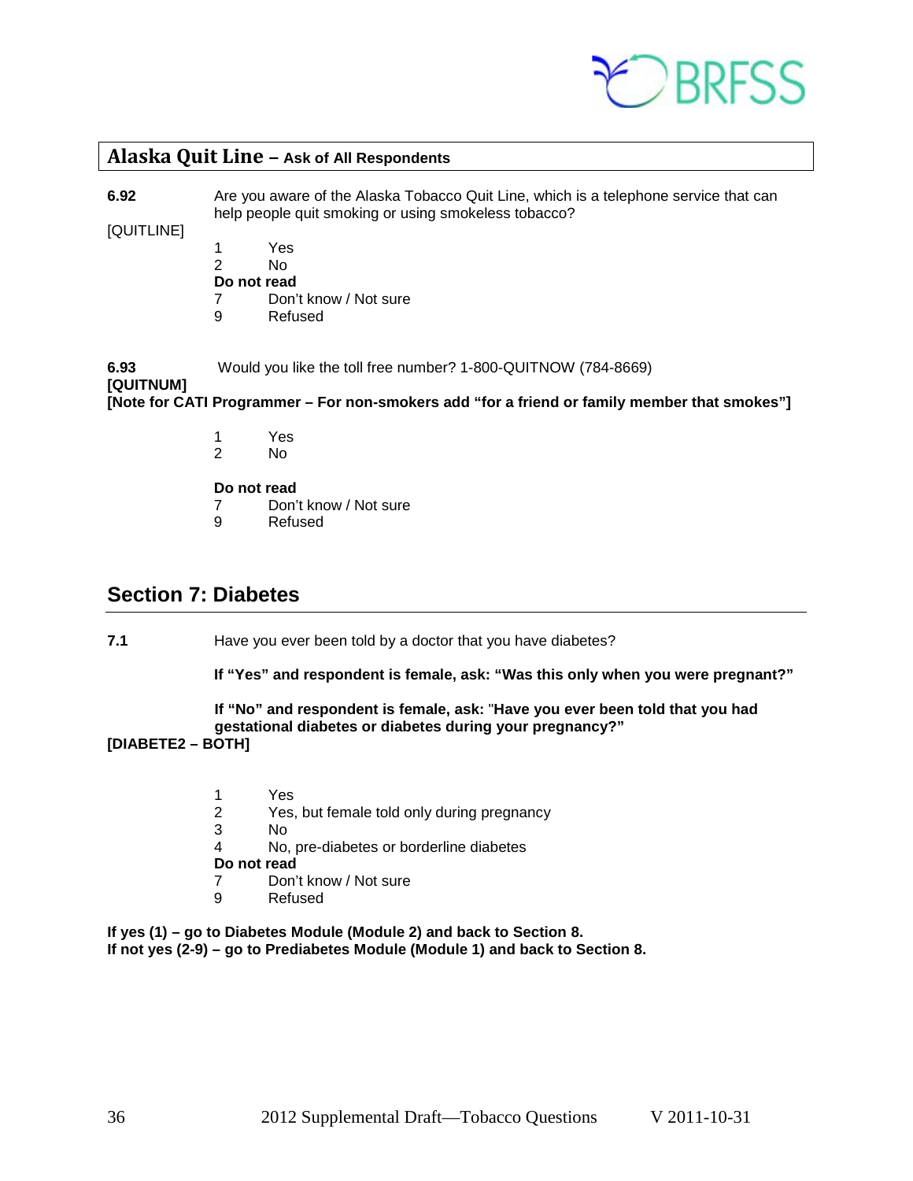## Alaska Quit Line – Ask of All Respondents

**6.92** Are you aware of the Alaska Tobacco Quit Line, which is a telephone service that can help people quit smoking or using smokeless tobacco?

[QUITLINE]

1 Yes
2 No
**Do not read**
7 Don't know / Not sure
9 Refused

**6.93** Would you like the toll free number? 1-800-QUITNOW (784-8669)
**[QUITNUM]**
**[Note for CATI Programmer – For non-smokers add "for a friend or family member that smokes"]**

1 Yes
2 No

**Do not read**
7 Don't know / Not sure
9 Refused

## Section 7: Diabetes

**7.1** Have you ever been told by a doctor that you have diabetes?

**If "Yes" and respondent is female, ask: "Was this only when you were pregnant?"**

**If "No" and respondent is female, ask: "Have you ever been told that you had gestational diabetes or diabetes during your pregnancy?"**
**[DIABETE2 – BOTH]**

1 Yes
2 Yes, but female told only during pregnancy
3 No
4 No, pre-diabetes or borderline diabetes
**Do not read**
7 Don't know / Not sure
9 Refused

**If yes (1) – go to Diabetes Module (Module 2) and back to Section 8.**
**If not yes (2-9) – go to Prediabetes Module (Module 1) and back to Section 8.**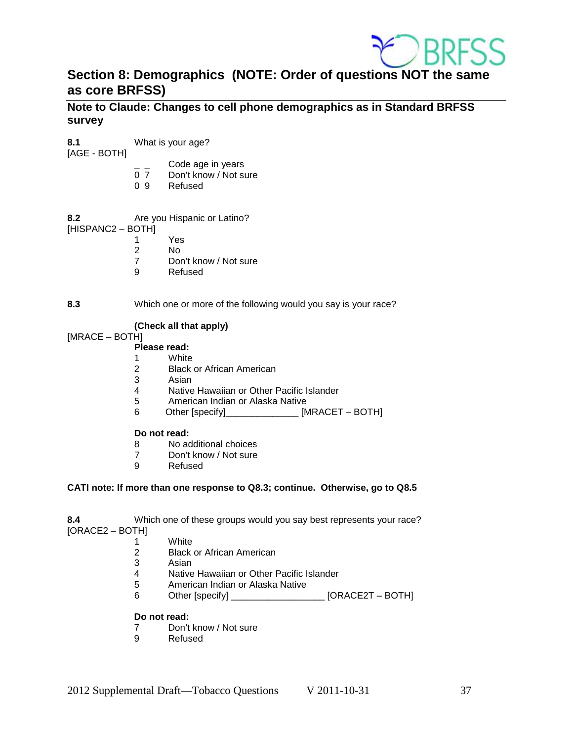## Section 8: Demographics (NOTE: Order of questions NOT the same as core BRFSS)

### Note to Claude: Changes to cell phone demographics as in Standard BRFSS survey

**8.1** What is your age?
[AGE - BOTH]

_ _ Code age in years
0 7 Don't know / Not sure
0 9 Refused

**8.2** Are you Hispanic or Latino?
[HISPANC2 – BOTH]

1 Yes
2 No
7 Don't know / Not sure
9 Refused

**8.3** Which one or more of the following would you say is your race?

**(Check all that apply)**
[MRACE – BOTH]

**Please read:**
1 White
2 Black or African American
3 Asian
4 Native Hawaiian or Other Pacific Islander
5 American Indian or Alaska Native
6 Other [specify]______________ [MRACET – BOTH]

**Do not read:**
8 No additional choices
7 Don't know / Not sure
9 Refused

**CATI note: If more than one response to Q8.3; continue. Otherwise, go to Q8.5**

**8.4** Which one of these groups would you say best represents your race?
[ORACE2 – BOTH]

1 White
2 Black or African American
3 Asian
4 Native Hawaiian or Other Pacific Islander
5 American Indian or Alaska Native
6 Other [specify] __________________ [ORACE2T – BOTH]

**Do not read:**
7 Don't know / Not sure
9 Refused

2012 Supplemental Draft—Tobacco Questions V 2011-10-31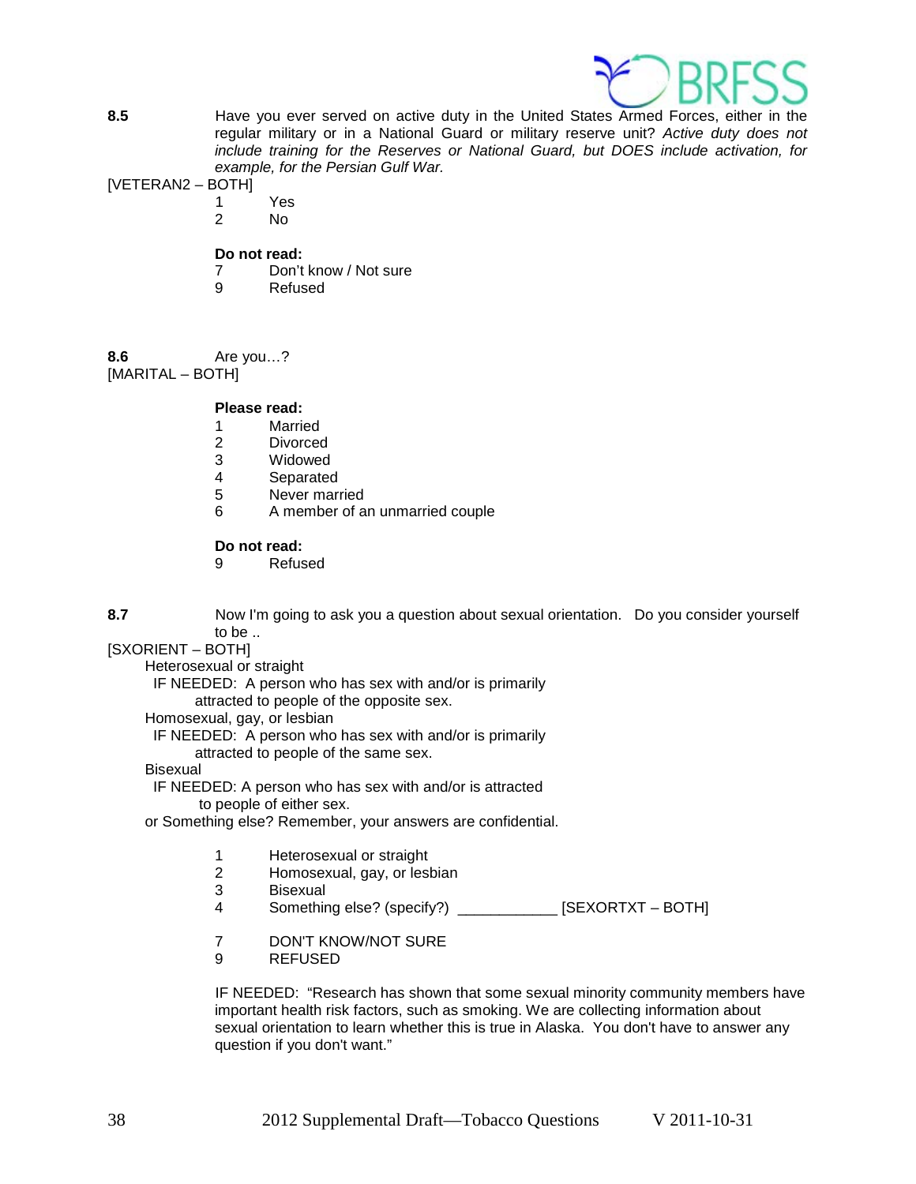**8.5** Have you ever served on active duty in the United States Armed Forces, either in the regular military or in a National Guard or military reserve unit? *Active duty does not include training for the Reserves or National Guard, but DOES include activation, for example, for the Persian Gulf War.*

[VETERAN2 – BOTH]

1 Yes
2 No

**Do not read:**

7 Don't know / Not sure
9 Refused

**8.6** Are you…?

[MARITAL – BOTH]

**Please read:**

1 Married
2 Divorced
3 Widowed
4 Separated
5 Never married
6 A member of an unmarried couple

**Do not read:**

9 Refused

**8.7** Now I'm going to ask you a question about sexual orientation. Do you consider yourself to be ..

[SXORIENT – BOTH]

Heterosexual or straight
IF NEEDED: A person who has sex with and/or is primarily attracted to people of the opposite sex.
Homosexual, gay, or lesbian
IF NEEDED: A person who has sex with and/or is primarily attracted to people of the same sex.
Bisexual
IF NEEDED: A person who has sex with and/or is attracted to people of either sex.
or Something else? Remember, your answers are confidential.

1 Heterosexual or straight
2 Homosexual, gay, or lesbian
3 Bisexual
4 Something else? (specify?) ____________ [SEXORTXT – BOTH]

7 DON'T KNOW/NOT SURE
9 REFUSED

IF NEEDED: "Research has shown that some sexual minority community members have important health risk factors, such as smoking. We are collecting information about sexual orientation to learn whether this is true in Alaska. You don't have to answer any question if you don't want."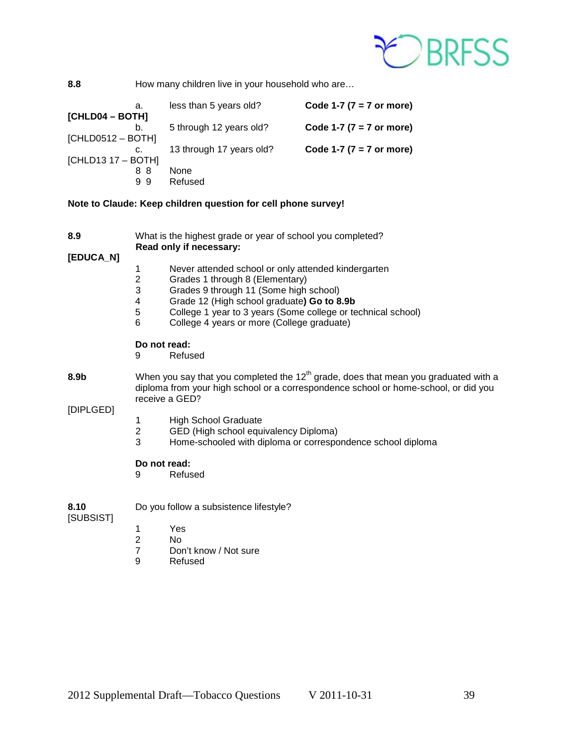**8.8** How many children live in your household who are…

| | | | |
|---|---|---|---|
| **[CHLD04 – BOTH]** | a. | less than 5 years old? | **Code 1-7 (7 = 7 or more)** |
| [CHLD0512 – BOTH] | b. | 5 through 12 years old? | **Code 1-7 (7 = 7 or more)** |
| [CHLD13 17 – BOTH] | c. | 13 through 17 years old? | **Code 1-7 (7 = 7 or more)** |
| | 8 8 | None | |
| | 9 9 | Refused | |

**Note to Claude: Keep children question for cell phone survey!**

**8.9** What is the highest grade or year of school you completed?
**Read only if necessary:**

**[EDUCA_N]**

1 Never attended school or only attended kindergarten
2 Grades 1 through 8 (Elementary)
3 Grades 9 through 11 (Some high school)
4 Grade 12 (High school graduate**) Go to 8.9b**
5 College 1 year to 3 years (Some college or technical school)
6 College 4 years or more (College graduate)

**Do not read:**
9 Refused

**8.9b** When you say that you completed the 12th grade, does that mean you graduated with a diploma from your high school or a correspondence school or home-school, or did you receive a GED?

[DIPLGED]

1 High School Graduate
2 GED (High school equivalency Diploma)
3 Home-schooled with diploma or correspondence school diploma

**Do not read:**
9 Refused

**8.10** Do you follow a subsistence lifestyle?
[SUBSIST]

1 Yes
2 No
7 Don't know / Not sure
9 Refused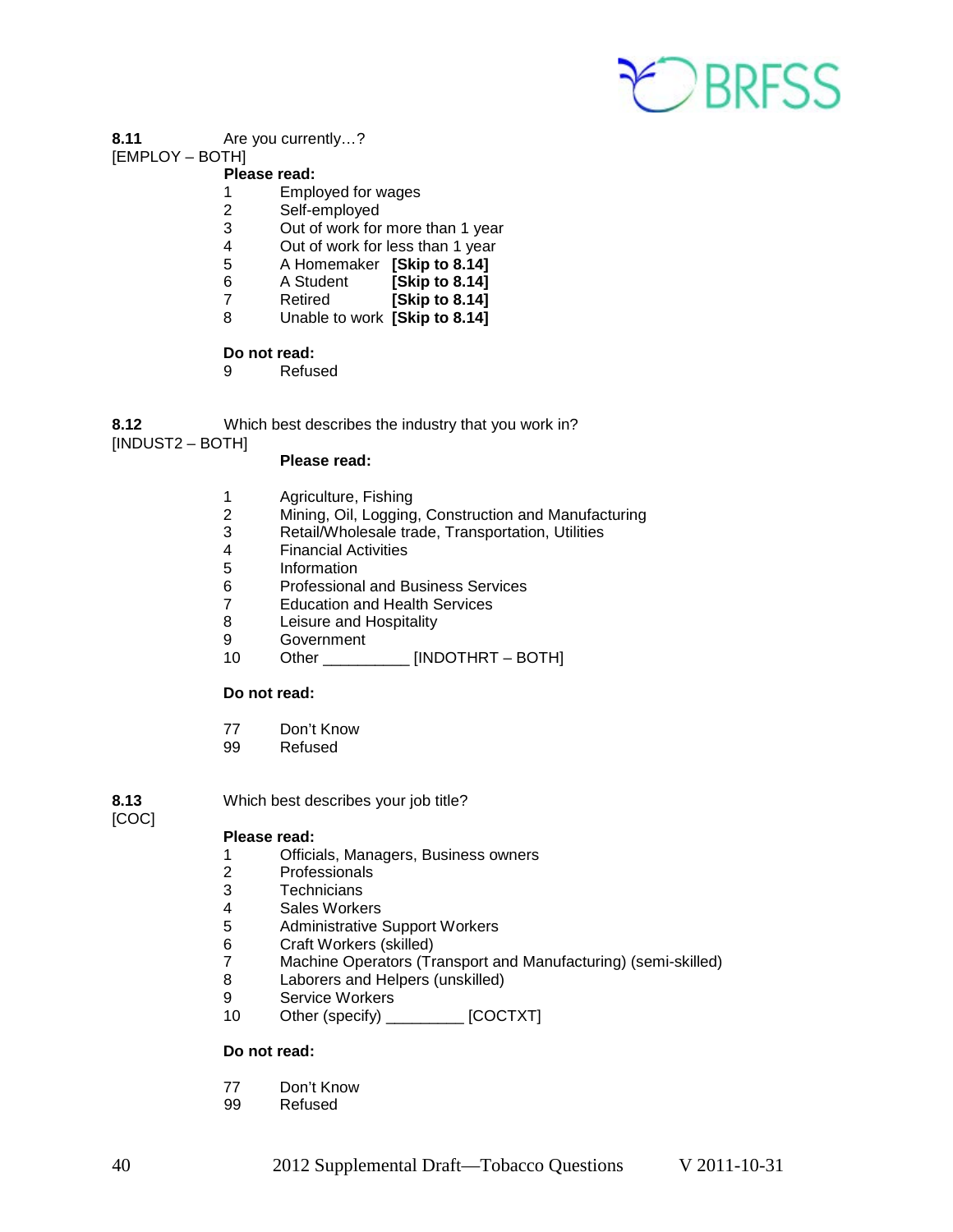**8.11** Are you currently…?
[EMPLOY – BOTH]

**Please read:**

1 Employed for wages
2 Self-employed
3 Out of work for more than 1 year
4 Out of work for less than 1 year
5 A Homemaker **[Skip to 8.14]**
6 A Student **[Skip to 8.14]**
7 Retired **[Skip to 8.14]**
8 Unable to work **[Skip to 8.14]**

**Do not read:**

9 Refused

**8.12** Which best describes the industry that you work in?
[INDUST2 – BOTH]

**Please read:**

1 Agriculture, Fishing
2 Mining, Oil, Logging, Construction and Manufacturing
3 Retail/Wholesale trade, Transportation, Utilities
4 Financial Activities
5 Information
6 Professional and Business Services
7 Education and Health Services
8 Leisure and Hospitality
9 Government
10 Other __________ [INDOTHRT – BOTH]

**Do not read:**

77 Don't Know
99 Refused

**8.13** Which best describes your job title?
[COC]

**Please read:**

1 Officials, Managers, Business owners
2 Professionals
3 Technicians
4 Sales Workers
5 Administrative Support Workers
6 Craft Workers (skilled)
7 Machine Operators (Transport and Manufacturing) (semi-skilled)
8 Laborers and Helpers (unskilled)
9 Service Workers
10 Other (specify) _________ [COCTXT]

**Do not read:**

77 Don't Know
99 Refused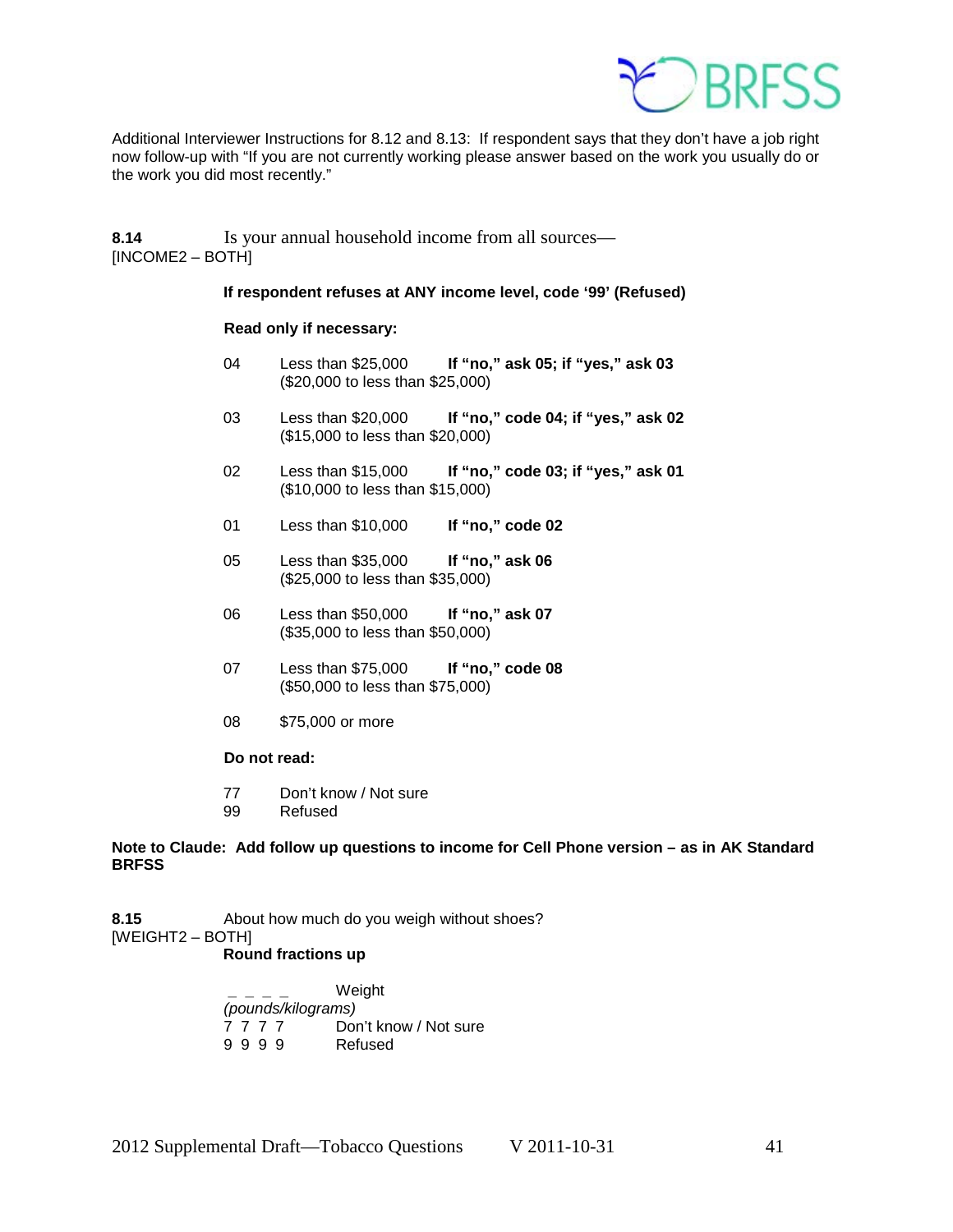Additional Interviewer Instructions for 8.12 and 8.13: If respondent says that they don't have a job right now follow-up with "If you are not currently working please answer based on the work you usually do or the work you did most recently."

**8.14** Is your annual household income from all sources—
[INCOME2 – BOTH]

**If respondent refuses at ANY income level, code '99' (Refused)**

**Read only if necessary:**

| Code | Response | Instruction |
|---|---|---|
| 04 | Less than $25,000 ($20,000 to less than $25,000) | **If "no," ask 05; if "yes," ask 03** |
| 03 | Less than $20,000 ($15,000 to less than $20,000) | **If "no," code 04; if "yes," ask 02** |
| 02 | Less than $15,000 ($10,000 to less than $15,000) | **If "no," code 03; if "yes," ask 01** |
| 01 | Less than $10,000 | **If "no," code 02** |
| 05 | Less than $35,000 ($25,000 to less than $35,000) | **If "no," ask 06** |
| 06 | Less than $50,000 ($35,000 to less than $50,000) | **If "no," ask 07** |
| 07 | Less than $75,000 ($50,000 to less than $75,000) | **If "no," code 08** |
| 08 | $75,000 or more | |

**Do not read:**

77 Don't know / Not sure
99 Refused

**Note to Claude: Add follow up questions to income for Cell Phone version – as in AK Standard BRFSS**

**8.15** About how much do you weigh without shoes?
[WEIGHT2 – BOTH]

**Round fractions up**

_ _ _ _ Weight *(pounds/kilograms)*
7 7 7 7 Don't know / Not sure
9 9 9 9 Refused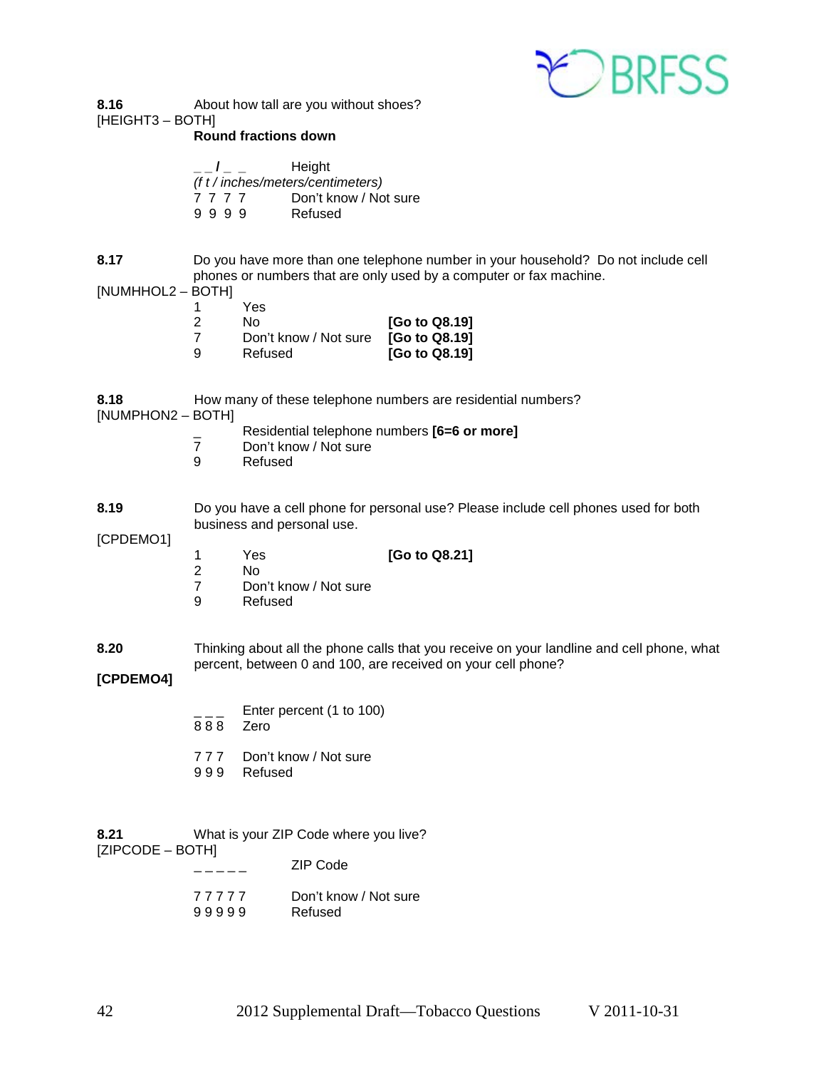**8.16** About how tall are you without shoes?
[HEIGHT3 – BOTH]
**Round fractions down**

_ _ **/** _ _ Height
*(f t / inches/meters/centimeters)*
7 7 7 7 Don't know / Not sure
9 9 9 9 Refused

**8.17** Do you have more than one telephone number in your household? Do not include cell phones or numbers that are only used by a computer or fax machine.
[NUMHHOL2 – BOTH]

1 Yes
2 No **[Go to Q8.19]**
7 Don't know / Not sure **[Go to Q8.19]**
9 Refused **[Go to Q8.19]**

**8.18** How many of these telephone numbers are residential numbers?
[NUMPHON2 – BOTH]

_ Residential telephone numbers **[6=6 or more]**
7 Don't know / Not sure
9 Refused

**8.19** Do you have a cell phone for personal use? Please include cell phones used for both business and personal use.
[CPDEMO1]

1 Yes **[Go to Q8.21]**
2 No
7 Don't know / Not sure
9 Refused

**8.20** Thinking about all the phone calls that you receive on your landline and cell phone, what percent, between 0 and 100, are received on your cell phone?
**[CPDEMO4]**

_ _ _ Enter percent (1 to 100)
8 8 8 Zero

7 7 7 Don't know / Not sure
9 9 9 Refused

**8.21** What is your ZIP Code where you live?
[ZIPCODE – BOTH]

_ _ _ _ _ ZIP Code

7 7 7 7 7 Don't know / Not sure
9 9 9 9 9 Refused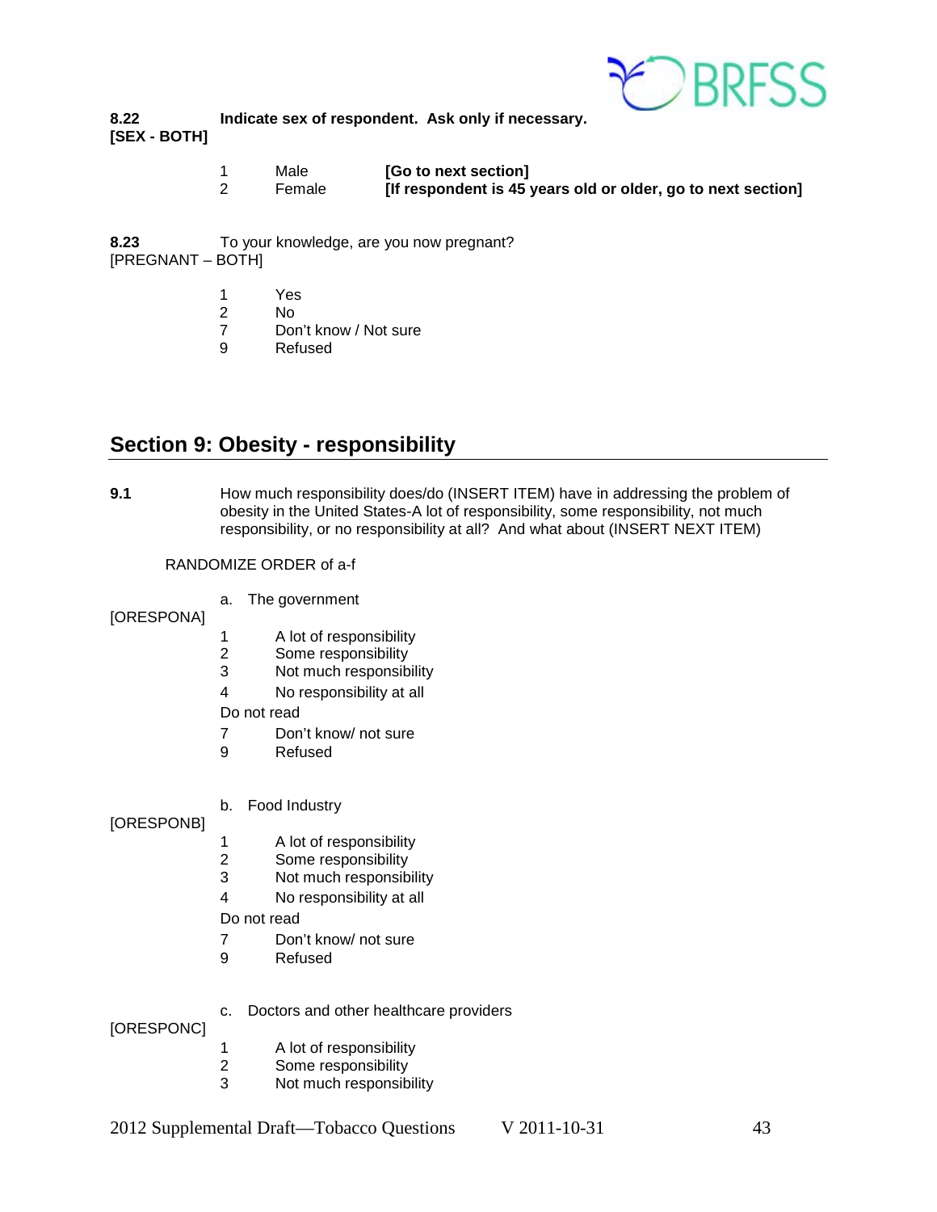**8.22** **Indicate sex of respondent. Ask only if necessary.**
**[SEX - BOTH]**

1 Male **[Go to next section]**
2 Female **[If respondent is 45 years old or older, go to next section]**

**8.23** To your knowledge, are you now pregnant?
[PREGNANT – BOTH]

1 Yes
2 No
7 Don't know / Not sure
9 Refused

## Section 9: Obesity - responsibility

**9.1** How much responsibility does/do (INSERT ITEM) have in addressing the problem of obesity in the United States-A lot of responsibility, some responsibility, not much responsibility, or no responsibility at all? And what about (INSERT NEXT ITEM)

RANDOMIZE ORDER of a-f

a. The government
[ORESPONA]

1 A lot of responsibility
2 Some responsibility
3 Not much responsibility
4 No responsibility at all
Do not read
7 Don't know/ not sure
9 Refused

b. Food Industry
[ORESPONB]

1 A lot of responsibility
2 Some responsibility
3 Not much responsibility
4 No responsibility at all
Do not read
7 Don't know/ not sure
9 Refused

c. Doctors and other healthcare providers
[ORESPONC]

1 A lot of responsibility
2 Some responsibility
3 Not much responsibility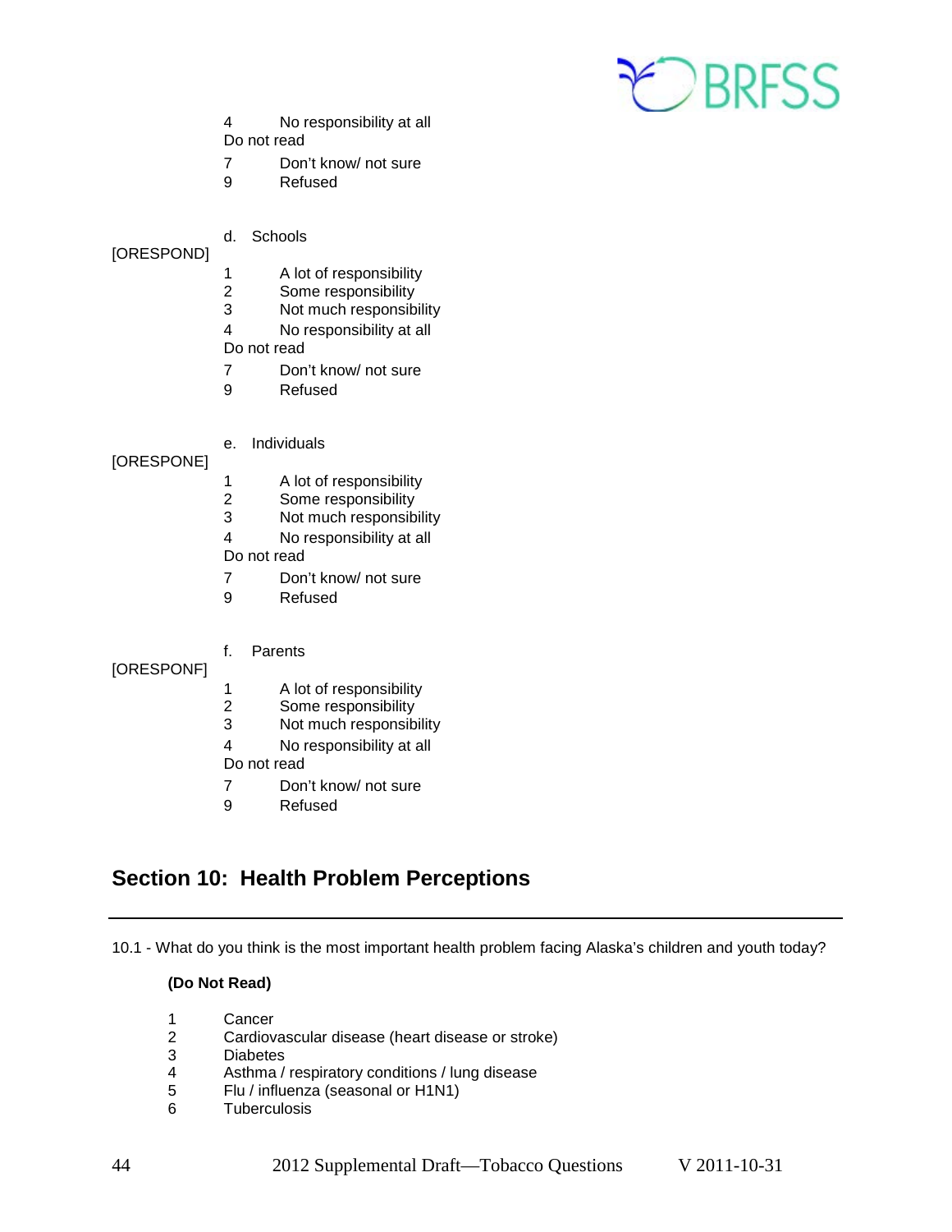4 No responsibility at all

Do not read

7 Don't know/ not sure

9 Refused

[ORESPOND] d. Schools

1 A lot of responsibility

2 Some responsibility

3 Not much responsibility

4 No responsibility at all

Do not read

7 Don't know/ not sure

9 Refused

[ORESPONE] e. Individuals

1 A lot of responsibility

2 Some responsibility

3 Not much responsibility

4 No responsibility at all

Do not read

7 Don't know/ not sure

9 Refused

[ORESPONF] f. Parents

1 A lot of responsibility

2 Some responsibility

3 Not much responsibility

4 No responsibility at all

Do not read

7 Don't know/ not sure

9 Refused

## Section 10: Health Problem Perceptions

---

10.1 - What do you think is the most important health problem facing Alaska's children and youth today?

**(Do Not Read)**

1 Cancer

2 Cardiovascular disease (heart disease or stroke)

3 Diabetes

4 Asthma / respiratory conditions / lung disease

5 Flu / influenza (seasonal or H1N1)

6 Tuberculosis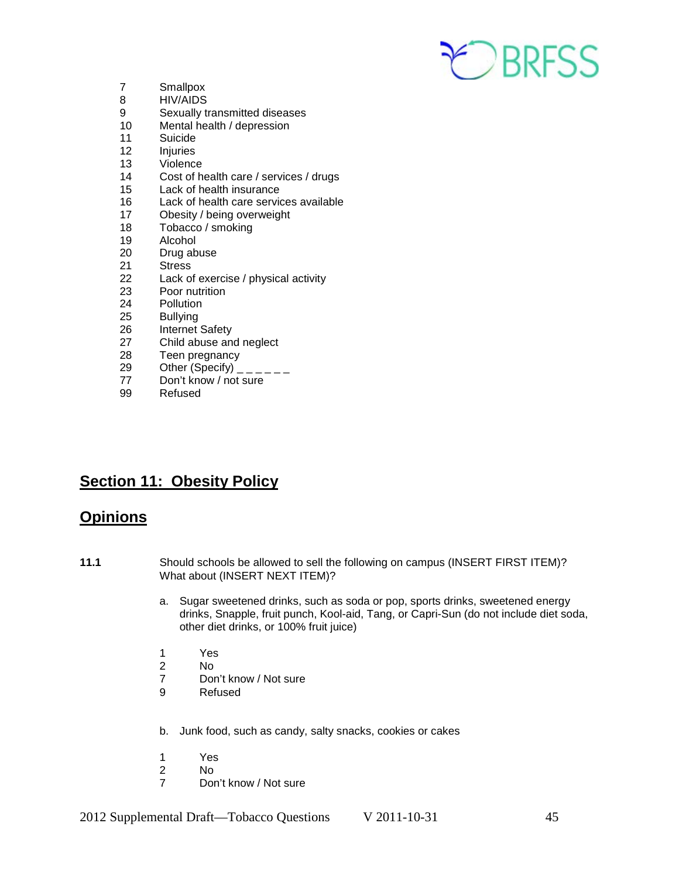7 Smallpox
8 HIV/AIDS
9 Sexually transmitted diseases
10 Mental health / depression
11 Suicide
12 Injuries
13 Violence
14 Cost of health care / services / drugs
15 Lack of health insurance
16 Lack of health care services available
17 Obesity / being overweight
18 Tobacco / smoking
19 Alcohol
20 Drug abuse
21 Stress
22 Lack of exercise / physical activity
23 Poor nutrition
24 Pollution
25 Bullying
26 Internet Safety
27 Child abuse and neglect
28 Teen pregnancy
29 Other (Specify) _ _ _ _ _ _
77 Don't know / not sure
99 Refused

## Section 11: Obesity Policy

## Opinions

**11.1** Should schools be allowed to sell the following on campus (INSERT FIRST ITEM)? What about (INSERT NEXT ITEM)?

a. Sugar sweetened drinks, such as soda or pop, sports drinks, sweetened energy drinks, Snapple, fruit punch, Kool-aid, Tang, or Capri-Sun (do not include diet soda, other diet drinks, or 100% fruit juice)

1 Yes
2 No
7 Don't know / Not sure
9 Refused

b. Junk food, such as candy, salty snacks, cookies or cakes

1 Yes
2 No
7 Don't know / Not sure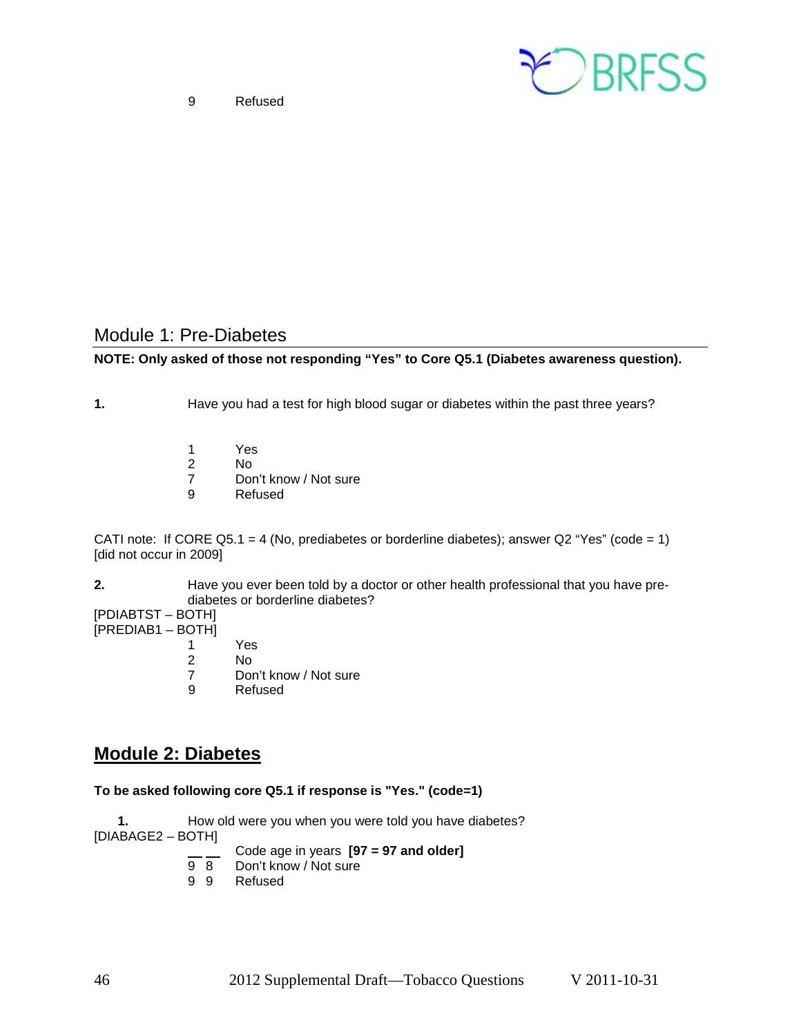9 Refused

## Module 1: Pre-Diabetes

**NOTE: Only asked of those not responding "Yes" to Core Q5.1 (Diabetes awareness question).**

**1.** Have you had a test for high blood sugar or diabetes within the past three years?

1 Yes
2 No
7 Don't know / Not sure
9 Refused

CATI note: If CORE Q5.1 = 4 (No, prediabetes or borderline diabetes); answer Q2 "Yes" (code = 1) [did not occur in 2009]

**2.** Have you ever been told by a doctor or other health professional that you have pre-diabetes or borderline diabetes?

[PDIABTST – BOTH]
[PREDIAB1 – BOTH]

1 Yes
2 No
7 Don't know / Not sure
9 Refused

## Module 2: Diabetes

**To be asked following core Q5.1 if response is "Yes." (code=1)**

**1.** How old were you when you were told you have diabetes?

[DIABAGE2 – BOTH]

__ __ Code age in years **[97 = 97 and older]**
9 8 Don't know / Not sure
9 9 Refused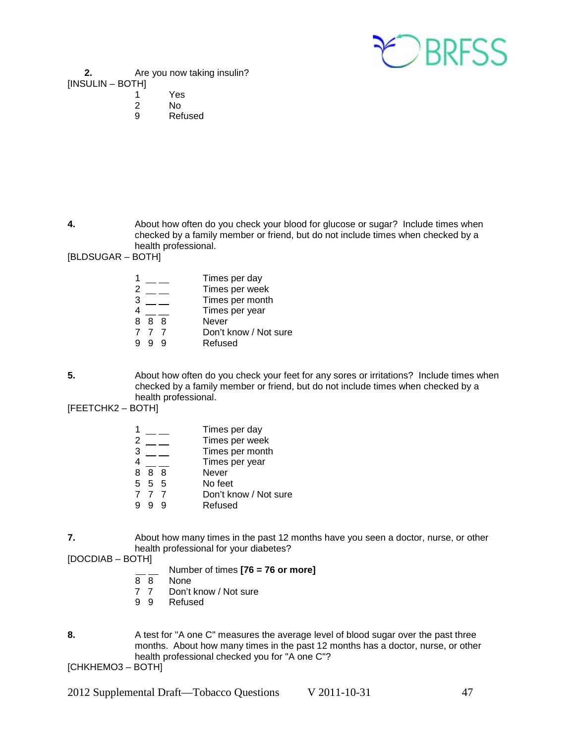**2.** Are you now taking insulin?

[INSULIN – BOTH]

1 Yes
2 No
9 Refused

**4.** About how often do you check your blood for glucose or sugar? Include times when checked by a family member or friend, but do not include times when checked by a health professional.

[BLDSUGAR – BOTH]

1 __ __ Times per day
2 __ __ Times per week
3 __ __ Times per month
4 __ __ Times per year
8 8 8 Never
7 7 7 Don't know / Not sure
9 9 9 Refused

**5.** About how often do you check your feet for any sores or irritations? Include times when checked by a family member or friend, but do not include times when checked by a health professional.

[FEETCHK2 – BOTH]

1 __ __ Times per day
2 __ __ Times per week
3 __ __ Times per month
4 __ __ Times per year
8 8 8 Never
5 5 5 No feet
7 7 7 Don't know / Not sure
9 9 9 Refused

**7.** About how many times in the past 12 months have you seen a doctor, nurse, or other health professional for your diabetes?

[DOCDIAB – BOTH]

__ __ Number of times **[76 = 76 or more]**
8 8 None
7 7 Don't know / Not sure
9 9 Refused

**8.** A test for "A one C" measures the average level of blood sugar over the past three months. About how many times in the past 12 months has a doctor, nurse, or other health professional checked you for "A one C"?

[CHKHEMO3 – BOTH]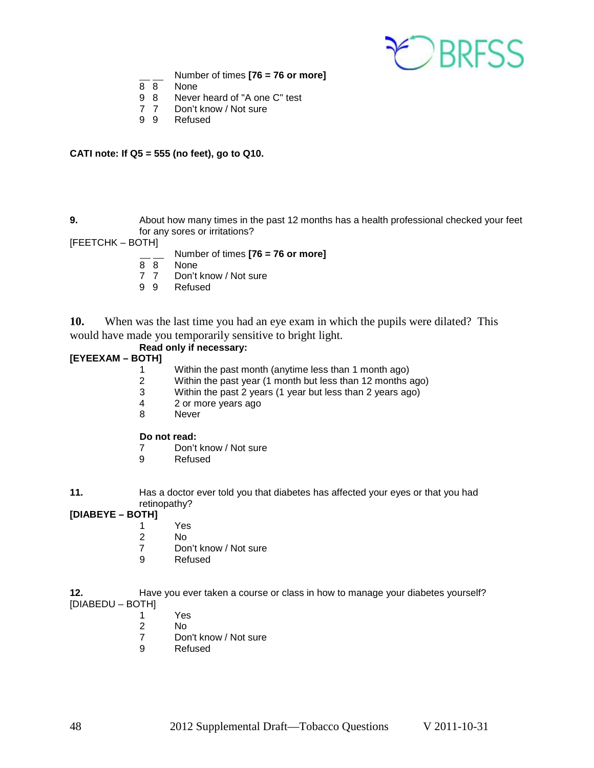__ __ Number of times **[76 = 76 or more]**
8 8 None
9 8 Never heard of "A one C" test
7 7 Don't know / Not sure
9 9 Refused

**CATI note: If Q5 = 555 (no feet), go to Q10.**

**9.** About how many times in the past 12 months has a health professional checked your feet for any sores or irritations?

[FEETCHK – BOTH]

__ __ Number of times **[76 = 76 or more]**
8 8 None
7 7 Don't know / Not sure
9 9 Refused

**10.** When was the last time you had an eye exam in which the pupils were dilated? This would have made you temporarily sensitive to bright light.

**Read only if necessary:**

**[EYEEXAM – BOTH]**

1 Within the past month (anytime less than 1 month ago)
2 Within the past year (1 month but less than 12 months ago)
3 Within the past 2 years (1 year but less than 2 years ago)
4 2 or more years ago
8 Never

**Do not read:**

7 Don't know / Not sure
9 Refused

**11.** Has a doctor ever told you that diabetes has affected your eyes or that you had retinopathy?

**[DIABEYE – BOTH]**

1 Yes
2 No
7 Don't know / Not sure
9 Refused

**12.** Have you ever taken a course or class in how to manage your diabetes yourself?

[DIABEDU – BOTH]

1 Yes
2 No
7 Don't know / Not sure
9 Refused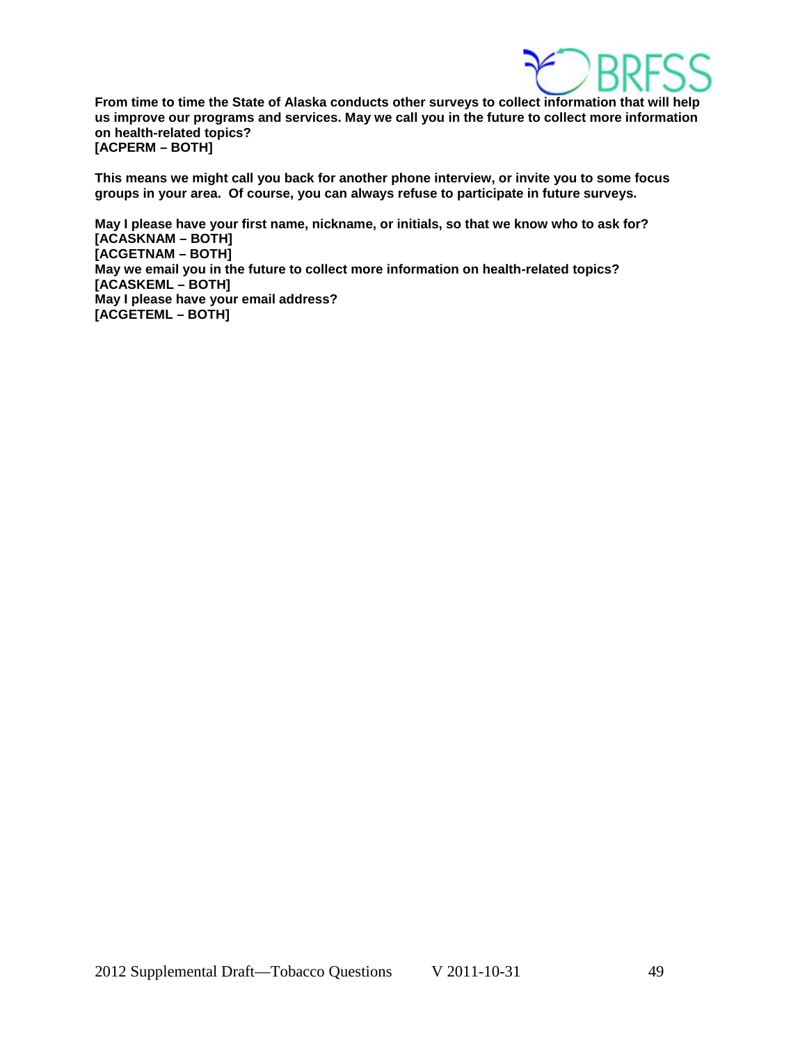**From time to time the State of Alaska conducts other surveys to collect information that will help us improve our programs and services. May we call you in the future to collect more information on health-related topics?**
**[ACPERM – BOTH]**

**This means we might call you back for another phone interview, or invite you to some focus groups in your area. Of course, you can always refuse to participate in future surveys.**

**May I please have your first name, nickname, or initials, so that we know who to ask for?**
**[ACASKNAM – BOTH]**
**[ACGETNAM – BOTH]**
**May we email you in the future to collect more information on health-related topics?**
**[ACASKEML – BOTH]**
**May I please have your email address?**
**[ACGETEML – BOTH]**